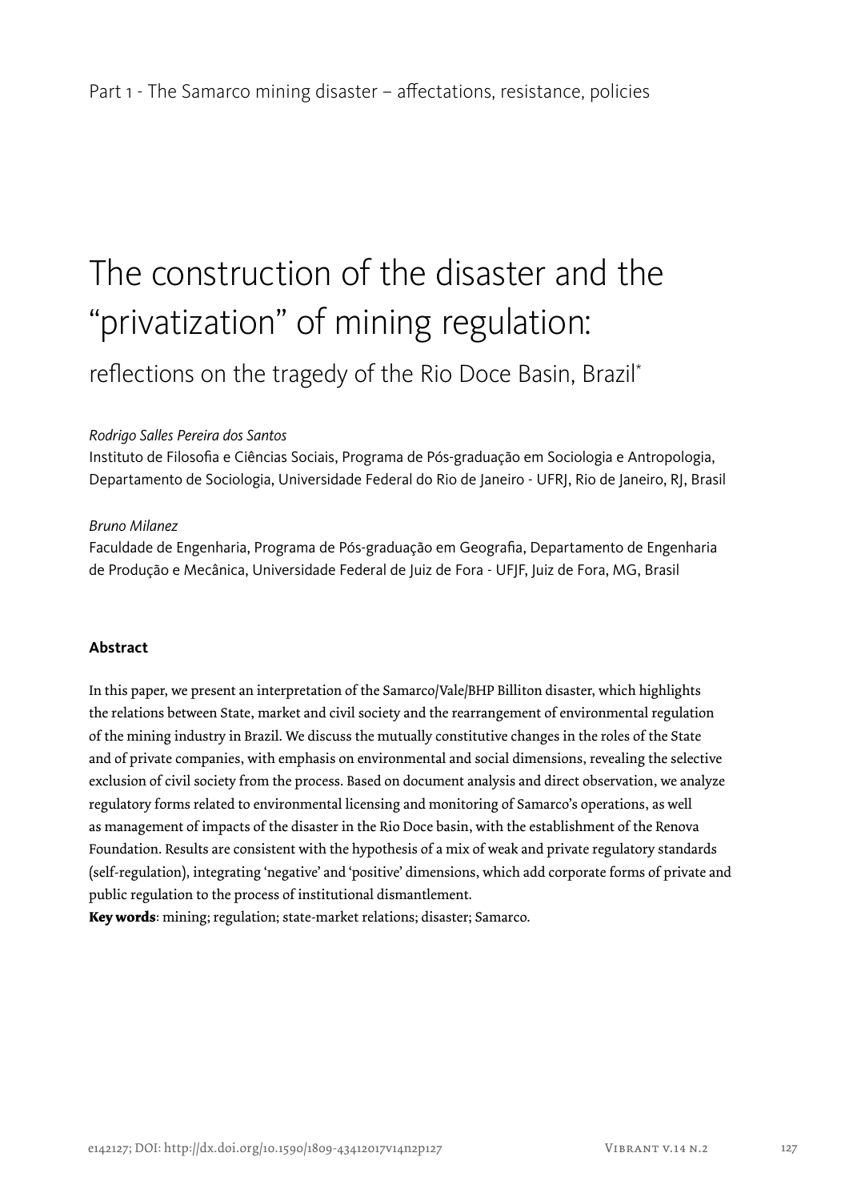Part 1 - The Samarco mining disaster – affectations, resistance, policies

# The construction of the disaster and the "privatization" of mining regulation:

## reflections on the tragedy of the Rio Doce Basin, Brazil*

*Rodrigo Salles Pereira dos Santos*
Instituto de Filosofia e Ciências Sociais, Programa de Pós-graduação em Sociologia e Antropologia, Departamento de Sociologia, Universidade Federal do Rio de Janeiro - UFRJ, Rio de Janeiro, RJ, Brasil

*Bruno Milanez*
Faculdade de Engenharia, Programa de Pós-graduação em Geografia, Departamento de Engenharia de Produção e Mecânica, Universidade Federal de Juiz de Fora - UFJF, Juiz de Fora, MG, Brasil

**Abstract**

In this paper, we present an interpretation of the Samarco/Vale/BHP Billiton disaster, which highlights the relations between State, market and civil society and the rearrangement of environmental regulation of the mining industry in Brazil. We discuss the mutually constitutive changes in the roles of the State and of private companies, with emphasis on environmental and social dimensions, revealing the selective exclusion of civil society from the process. Based on document analysis and direct observation, we analyze regulatory forms related to environmental licensing and monitoring of Samarco's operations, as well as management of impacts of the disaster in the Rio Doce basin, with the establishment of the Renova Foundation. Results are consistent with the hypothesis of a mix of weak and private regulatory standards (self-regulation), integrating 'negative' and 'positive' dimensions, which add corporate forms of private and public regulation to the process of institutional dismantlement.

**Key words**: mining; regulation; state-market relations; disaster; Samarco.

e142127; DOI: http://dx.doi.org/10.1590/1809-43412017v14n2p127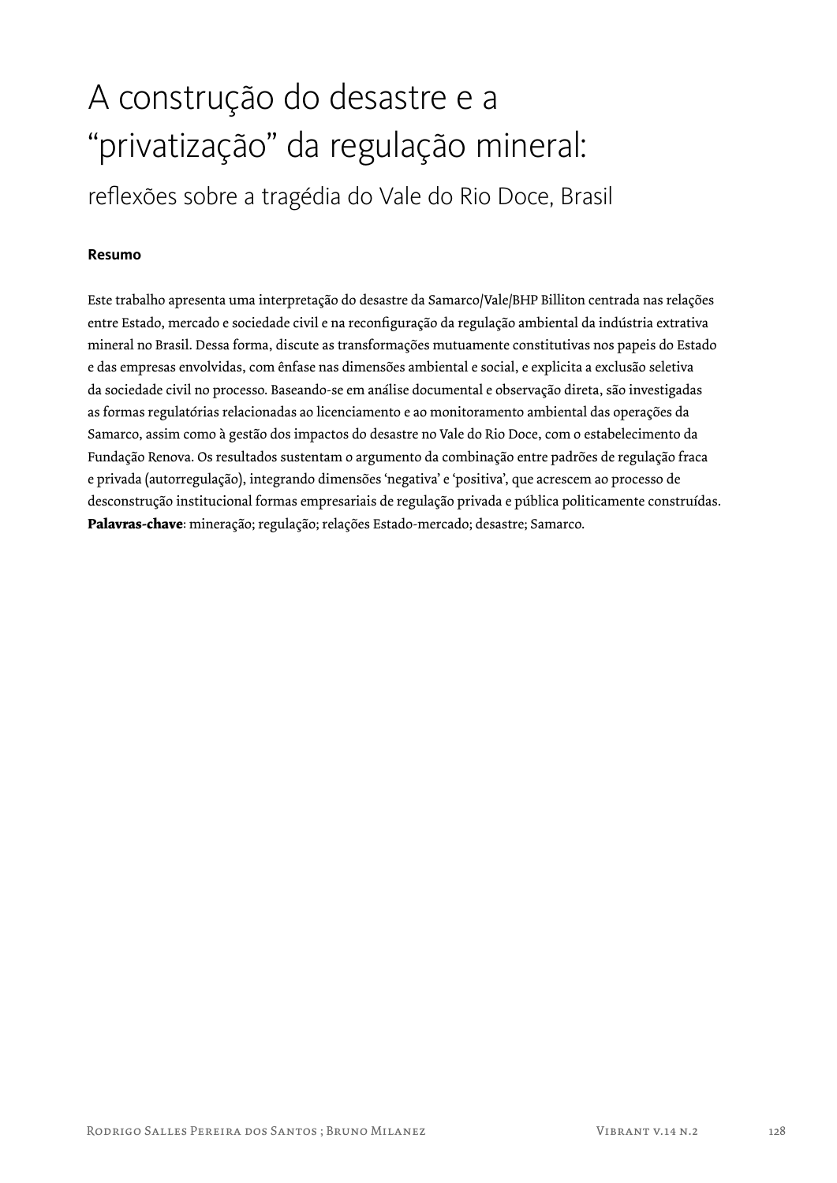# A construção do desastre e a "privatização" da regulação mineral:

## reflexões sobre a tragédia do Vale do Rio Doce, Brasil

**Resumo**

Este trabalho apresenta uma interpretação do desastre da Samarco/Vale/BHP Billiton centrada nas relações entre Estado, mercado e sociedade civil e na reconfiguração da regulação ambiental da indústria extrativa mineral no Brasil. Dessa forma, discute as transformações mutuamente constitutivas nos papeis do Estado e das empresas envolvidas, com ênfase nas dimensões ambiental e social, e explicita a exclusão seletiva da sociedade civil no processo. Baseando-se em análise documental e observação direta, são investigadas as formas regulatórias relacionadas ao licenciamento e ao monitoramento ambiental das operações da Samarco, assim como à gestão dos impactos do desastre no Vale do Rio Doce, com o estabelecimento da Fundação Renova. Os resultados sustentam o argumento da combinação entre padrões de regulação fraca e privada (autorregulação), integrando dimensões 'negativa' e 'positiva', que acrescem ao processo de desconstrução institucional formas empresariais de regulação privada e pública politicamente construídas.

**Palavras-chave**: mineração; regulação; relações Estado-mercado; desastre; Samarco.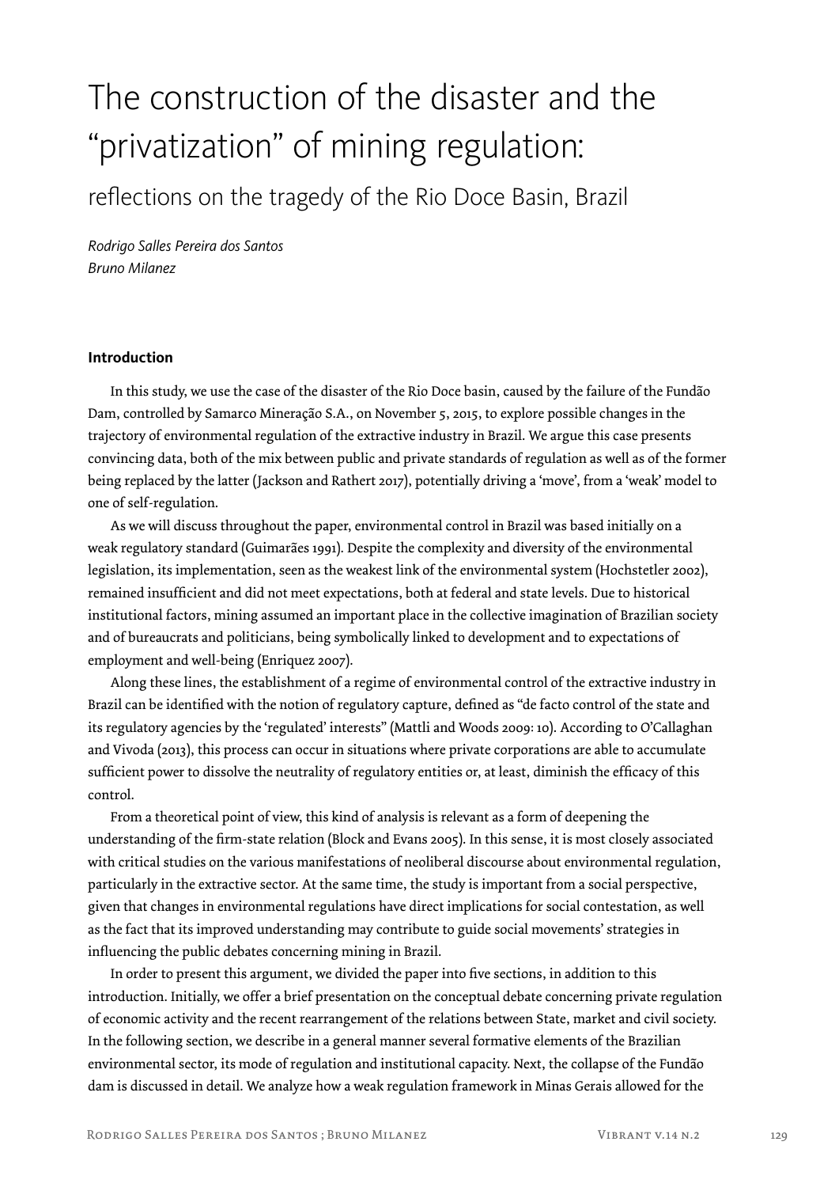# The construction of the disaster and the "privatization" of mining regulation:

## reflections on the tragedy of the Rio Doce Basin, Brazil

*Rodrigo Salles Pereira dos Santos*
*Bruno Milanez*

### Introduction

In this study, we use the case of the disaster of the Rio Doce basin, caused by the failure of the Fundão Dam, controlled by Samarco Mineração S.A., on November 5, 2015, to explore possible changes in the trajectory of environmental regulation of the extractive industry in Brazil. We argue this case presents convincing data, both of the mix between public and private standards of regulation as well as of the former being replaced by the latter (Jackson and Rathert 2017), potentially driving a 'move', from a 'weak' model to one of self-regulation.

As we will discuss throughout the paper, environmental control in Brazil was based initially on a weak regulatory standard (Guimarães 1991). Despite the complexity and diversity of the environmental legislation, its implementation, seen as the weakest link of the environmental system (Hochstetler 2002), remained insufficient and did not meet expectations, both at federal and state levels. Due to historical institutional factors, mining assumed an important place in the collective imagination of Brazilian society and of bureaucrats and politicians, being symbolically linked to development and to expectations of employment and well-being (Enriquez 2007).

Along these lines, the establishment of a regime of environmental control of the extractive industry in Brazil can be identified with the notion of regulatory capture, defined as "de facto control of the state and its regulatory agencies by the 'regulated' interests" (Mattli and Woods 2009: 10). According to O'Callaghan and Vivoda (2013), this process can occur in situations where private corporations are able to accumulate sufficient power to dissolve the neutrality of regulatory entities or, at least, diminish the efficacy of this control.

From a theoretical point of view, this kind of analysis is relevant as a form of deepening the understanding of the firm-state relation (Block and Evans 2005). In this sense, it is most closely associated with critical studies on the various manifestations of neoliberal discourse about environmental regulation, particularly in the extractive sector. At the same time, the study is important from a social perspective, given that changes in environmental regulations have direct implications for social contestation, as well as the fact that its improved understanding may contribute to guide social movements' strategies in influencing the public debates concerning mining in Brazil.

In order to present this argument, we divided the paper into five sections, in addition to this introduction. Initially, we offer a brief presentation on the conceptual debate concerning private regulation of economic activity and the recent rearrangement of the relations between State, market and civil society. In the following section, we describe in a general manner several formative elements of the Brazilian environmental sector, its mode of regulation and institutional capacity. Next, the collapse of the Fundão dam is discussed in detail. We analyze how a weak regulation framework in Minas Gerais allowed for the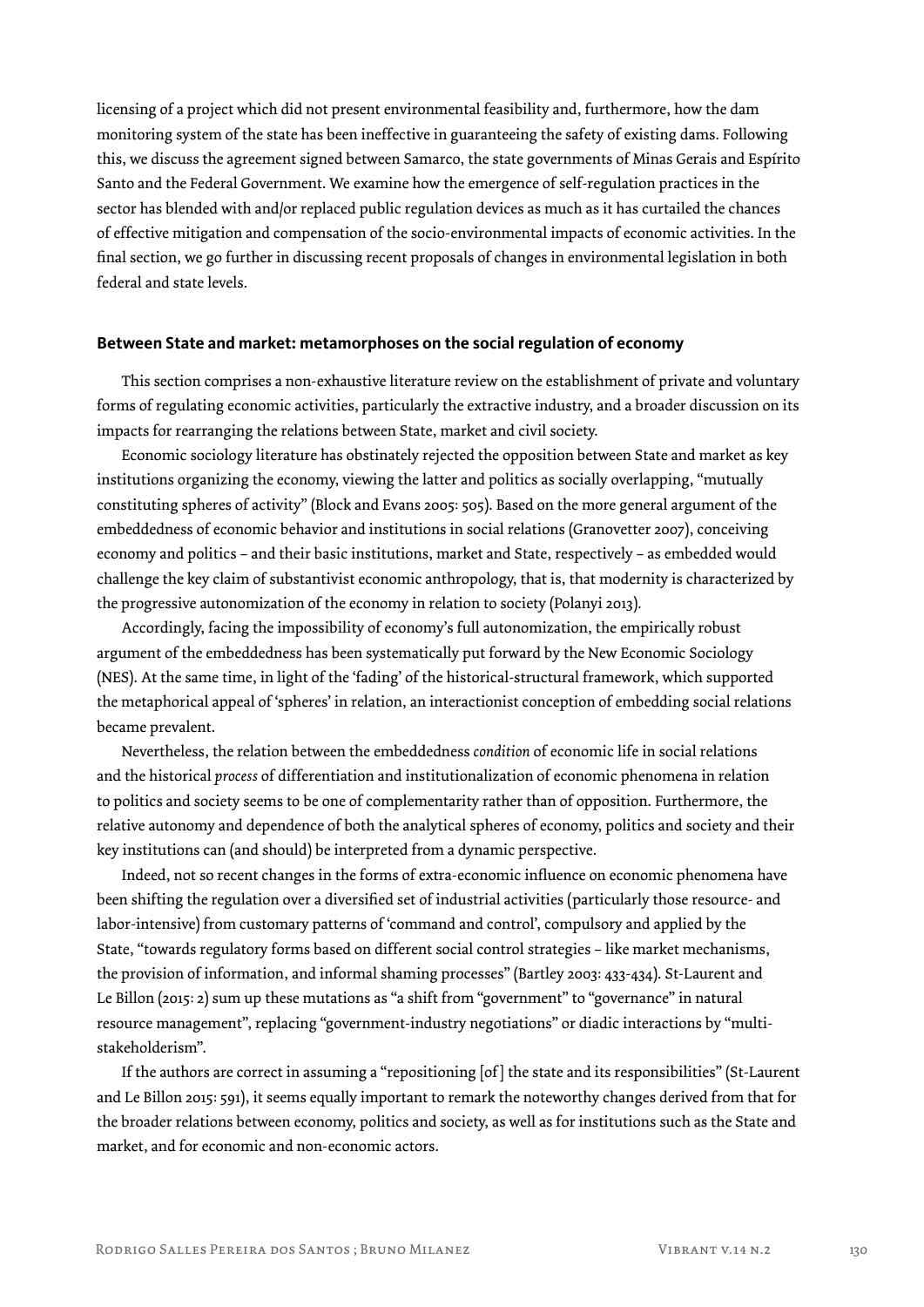licensing of a project which did not present environmental feasibility and, furthermore, how the dam monitoring system of the state has been ineffective in guaranteeing the safety of existing dams. Following this, we discuss the agreement signed between Samarco, the state governments of Minas Gerais and Espírito Santo and the Federal Government. We examine how the emergence of self-regulation practices in the sector has blended with and/or replaced public regulation devices as much as it has curtailed the chances of effective mitigation and compensation of the socio-environmental impacts of economic activities. In the final section, we go further in discussing recent proposals of changes in environmental legislation in both federal and state levels.

## Between State and market: metamorphoses on the social regulation of economy

This section comprises a non-exhaustive literature review on the establishment of private and voluntary forms of regulating economic activities, particularly the extractive industry, and a broader discussion on its impacts for rearranging the relations between State, market and civil society.

Economic sociology literature has obstinately rejected the opposition between State and market as key institutions organizing the economy, viewing the latter and politics as socially overlapping, "mutually constituting spheres of activity" (Block and Evans 2005: 505). Based on the more general argument of the embeddedness of economic behavior and institutions in social relations (Granovetter 2007), conceiving economy and politics – and their basic institutions, market and State, respectively – as embedded would challenge the key claim of substantivist economic anthropology, that is, that modernity is characterized by the progressive autonomization of the economy in relation to society (Polanyi 2013).

Accordingly, facing the impossibility of economy's full autonomization, the empirically robust argument of the embeddedness has been systematically put forward by the New Economic Sociology (NES). At the same time, in light of the 'fading' of the historical-structural framework, which supported the metaphorical appeal of 'spheres' in relation, an interactionist conception of embedding social relations became prevalent.

Nevertheless, the relation between the embeddedness *condition* of economic life in social relations and the historical *process* of differentiation and institutionalization of economic phenomena in relation to politics and society seems to be one of complementarity rather than of opposition. Furthermore, the relative autonomy and dependence of both the analytical spheres of economy, politics and society and their key institutions can (and should) be interpreted from a dynamic perspective.

Indeed, not so recent changes in the forms of extra-economic influence on economic phenomena have been shifting the regulation over a diversified set of industrial activities (particularly those resource- and labor-intensive) from customary patterns of 'command and control', compulsory and applied by the State, "towards regulatory forms based on different social control strategies – like market mechanisms, the provision of information, and informal shaming processes" (Bartley 2003: 433-434). St-Laurent and Le Billon (2015: 2) sum up these mutations as "a shift from "government" to "governance" in natural resource management", replacing "government-industry negotiations" or diadic interactions by "multi-stakeholderism".

If the authors are correct in assuming a "repositioning [of] the state and its responsibilities" (St-Laurent and Le Billon 2015: 591), it seems equally important to remark the noteworthy changes derived from that for the broader relations between economy, politics and society, as well as for institutions such as the State and market, and for economic and non-economic actors.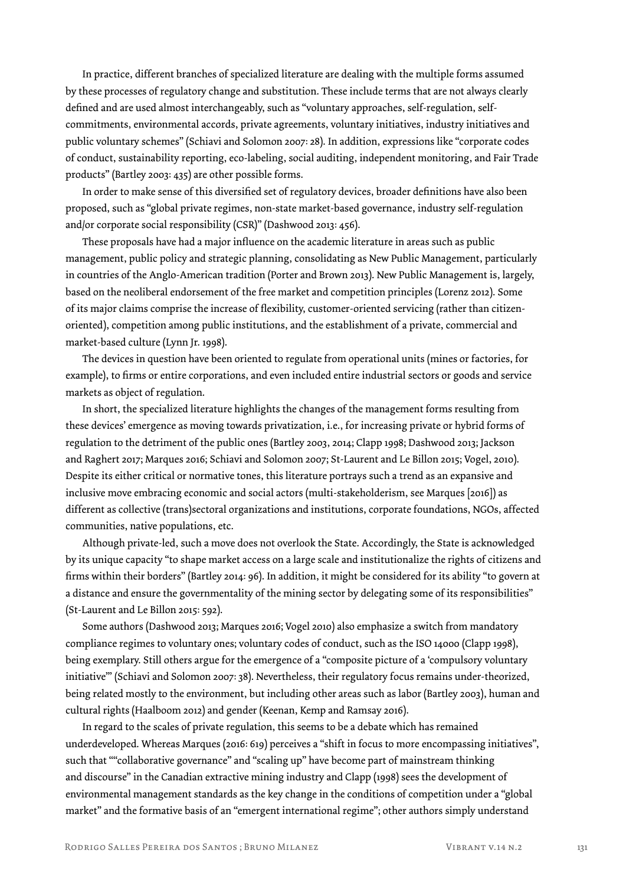In practice, different branches of specialized literature are dealing with the multiple forms assumed by these processes of regulatory change and substitution. These include terms that are not always clearly defined and are used almost interchangeably, such as "voluntary approaches, self-regulation, self-commitments, environmental accords, private agreements, voluntary initiatives, industry initiatives and public voluntary schemes" (Schiavi and Solomon 2007: 28). In addition, expressions like "corporate codes of conduct, sustainability reporting, eco-labeling, social auditing, independent monitoring, and Fair Trade products" (Bartley 2003: 435) are other possible forms.

In order to make sense of this diversified set of regulatory devices, broader definitions have also been proposed, such as "global private regimes, non-state market-based governance, industry self-regulation and/or corporate social responsibility (CSR)" (Dashwood 2013: 456).

These proposals have had a major influence on the academic literature in areas such as public management, public policy and strategic planning, consolidating as New Public Management, particularly in countries of the Anglo-American tradition (Porter and Brown 2013). New Public Management is, largely, based on the neoliberal endorsement of the free market and competition principles (Lorenz 2012). Some of its major claims comprise the increase of flexibility, customer-oriented servicing (rather than citizen-oriented), competition among public institutions, and the establishment of a private, commercial and market-based culture (Lynn Jr. 1998).

The devices in question have been oriented to regulate from operational units (mines or factories, for example), to firms or entire corporations, and even included entire industrial sectors or goods and service markets as object of regulation.

In short, the specialized literature highlights the changes of the management forms resulting from these devices' emergence as moving towards privatization, i.e., for increasing private or hybrid forms of regulation to the detriment of the public ones (Bartley 2003, 2014; Clapp 1998; Dashwood 2013; Jackson and Raghert 2017; Marques 2016; Schiavi and Solomon 2007; St-Laurent and Le Billon 2015; Vogel, 2010). Despite its either critical or normative tones, this literature portrays such a trend as an expansive and inclusive move embracing economic and social actors (multi-stakeholderism, see Marques [2016]) as different as collective (trans)sectoral organizations and institutions, corporate foundations, NGOs, affected communities, native populations, etc.

Although private-led, such a move does not overlook the State. Accordingly, the State is acknowledged by its unique capacity "to shape market access on a large scale and institutionalize the rights of citizens and firms within their borders" (Bartley 2014: 96). In addition, it might be considered for its ability "to govern at a distance and ensure the governmentality of the mining sector by delegating some of its responsibilities" (St-Laurent and Le Billon 2015: 592).

Some authors (Dashwood 2013; Marques 2016; Vogel 2010) also emphasize a switch from mandatory compliance regimes to voluntary ones; voluntary codes of conduct, such as the ISO 14000 (Clapp 1998), being exemplary. Still others argue for the emergence of a "composite picture of a 'compulsory voluntary initiative'" (Schiavi and Solomon 2007: 38). Nevertheless, their regulatory focus remains under-theorized, being related mostly to the environment, but including other areas such as labor (Bartley 2003), human and cultural rights (Haalboom 2012) and gender (Keenan, Kemp and Ramsay 2016).

In regard to the scales of private regulation, this seems to be a debate which has remained underdeveloped. Whereas Marques (2016: 619) perceives a "shift in focus to more encompassing initiatives", such that ""collaborative governance" and "scaling up" have become part of mainstream thinking and discourse" in the Canadian extractive mining industry and Clapp (1998) sees the development of environmental management standards as the key change in the conditions of competition under a "global market" and the formative basis of an "emergent international regime"; other authors simply understand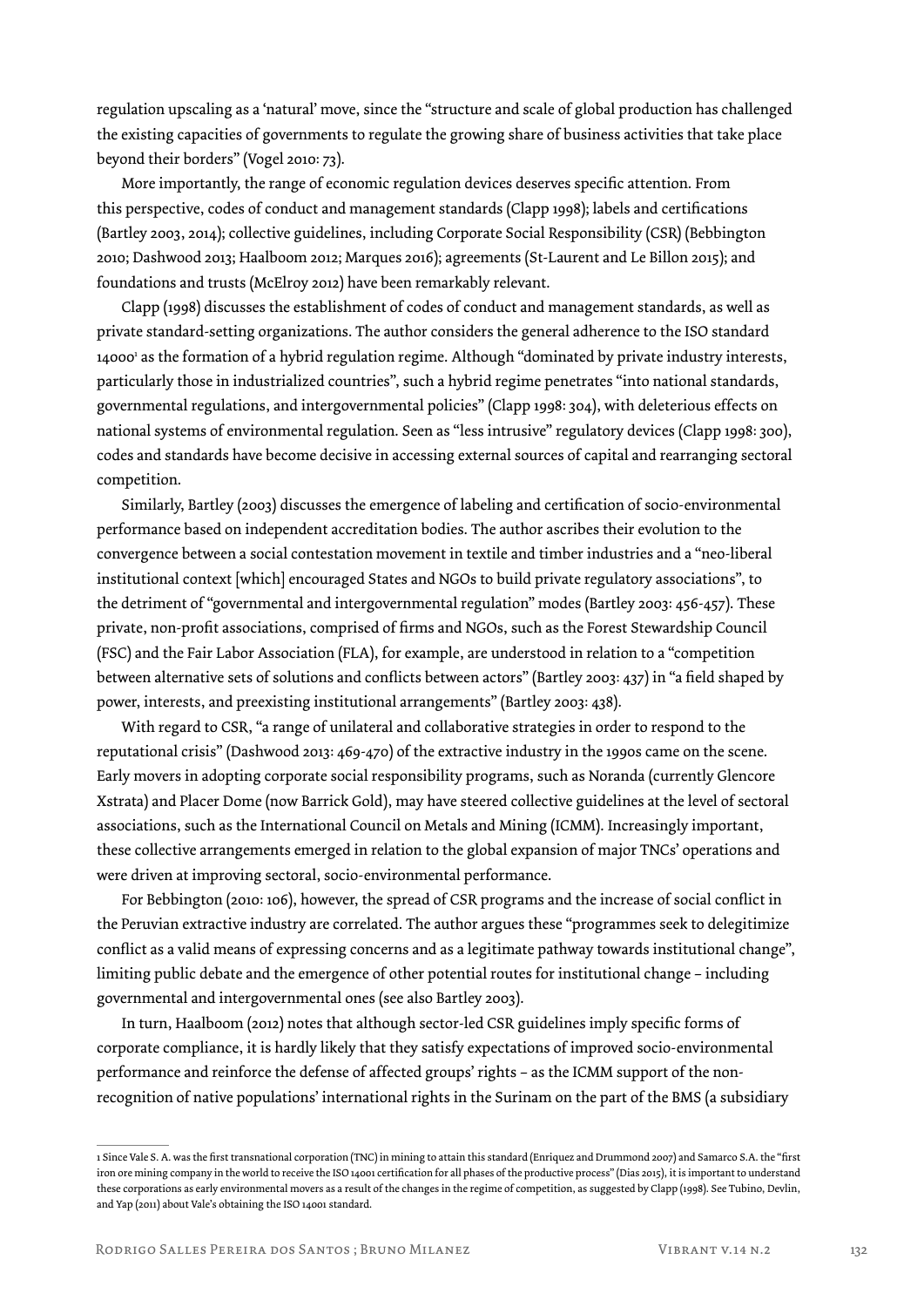regulation upscaling as a 'natural' move, since the "structure and scale of global production has challenged the existing capacities of governments to regulate the growing share of business activities that take place beyond their borders" (Vogel 2010: 73).

More importantly, the range of economic regulation devices deserves specific attention. From this perspective, codes of conduct and management standards (Clapp 1998); labels and certifications (Bartley 2003, 2014); collective guidelines, including Corporate Social Responsibility (CSR) (Bebbington 2010; Dashwood 2013; Haalboom 2012; Marques 2016); agreements (St-Laurent and Le Billon 2015); and foundations and trusts (McElroy 2012) have been remarkably relevant.

Clapp (1998) discusses the establishment of codes of conduct and management standards, as well as private standard-setting organizations. The author considers the general adherence to the ISO standard 14000[1] as the formation of a hybrid regulation regime. Although "dominated by private industry interests, particularly those in industrialized countries", such a hybrid regime penetrates "into national standards, governmental regulations, and intergovernmental policies" (Clapp 1998: 304), with deleterious effects on national systems of environmental regulation. Seen as "less intrusive" regulatory devices (Clapp 1998: 300), codes and standards have become decisive in accessing external sources of capital and rearranging sectoral competition.

Similarly, Bartley (2003) discusses the emergence of labeling and certification of socio-environmental performance based on independent accreditation bodies. The author ascribes their evolution to the convergence between a social contestation movement in textile and timber industries and a "neo-liberal institutional context [which] encouraged States and NGOs to build private regulatory associations", to the detriment of "governmental and intergovernmental regulation" modes (Bartley 2003: 456-457). These private, non-profit associations, comprised of firms and NGOs, such as the Forest Stewardship Council (FSC) and the Fair Labor Association (FLA), for example, are understood in relation to a "competition between alternative sets of solutions and conflicts between actors" (Bartley 2003: 437) in "a field shaped by power, interests, and preexisting institutional arrangements" (Bartley 2003: 438).

With regard to CSR, "a range of unilateral and collaborative strategies in order to respond to the reputational crisis" (Dashwood 2013: 469-470) of the extractive industry in the 1990s came on the scene. Early movers in adopting corporate social responsibility programs, such as Noranda (currently Glencore Xstrata) and Placer Dome (now Barrick Gold), may have steered collective guidelines at the level of sectoral associations, such as the International Council on Metals and Mining (ICMM). Increasingly important, these collective arrangements emerged in relation to the global expansion of major TNCs' operations and were driven at improving sectoral, socio-environmental performance.

For Bebbington (2010: 106), however, the spread of CSR programs and the increase of social conflict in the Peruvian extractive industry are correlated. The author argues these "programmes seek to delegitimize conflict as a valid means of expressing concerns and as a legitimate pathway towards institutional change", limiting public debate and the emergence of other potential routes for institutional change – including governmental and intergovernmental ones (see also Bartley 2003).

In turn, Haalboom (2012) notes that although sector-led CSR guidelines imply specific forms of corporate compliance, it is hardly likely that they satisfy expectations of improved socio-environmental performance and reinforce the defense of affected groups' rights – as the ICMM support of the non-recognition of native populations' international rights in the Surinam on the part of the BMS (a subsidiary

---

1 Since Vale S. A. was the first transnational corporation (TNC) in mining to attain this standard (Enriquez and Drummond 2007) and Samarco S.A. the "first iron ore mining company in the world to receive the ISO 14001 certification for all phases of the productive process" (Dias 2015), it is important to understand these corporations as early environmental movers as a result of the changes in the regime of competition, as suggested by Clapp (1998). See Tubino, Devlin, and Yap (2011) about Vale's obtaining the ISO 14001 standard.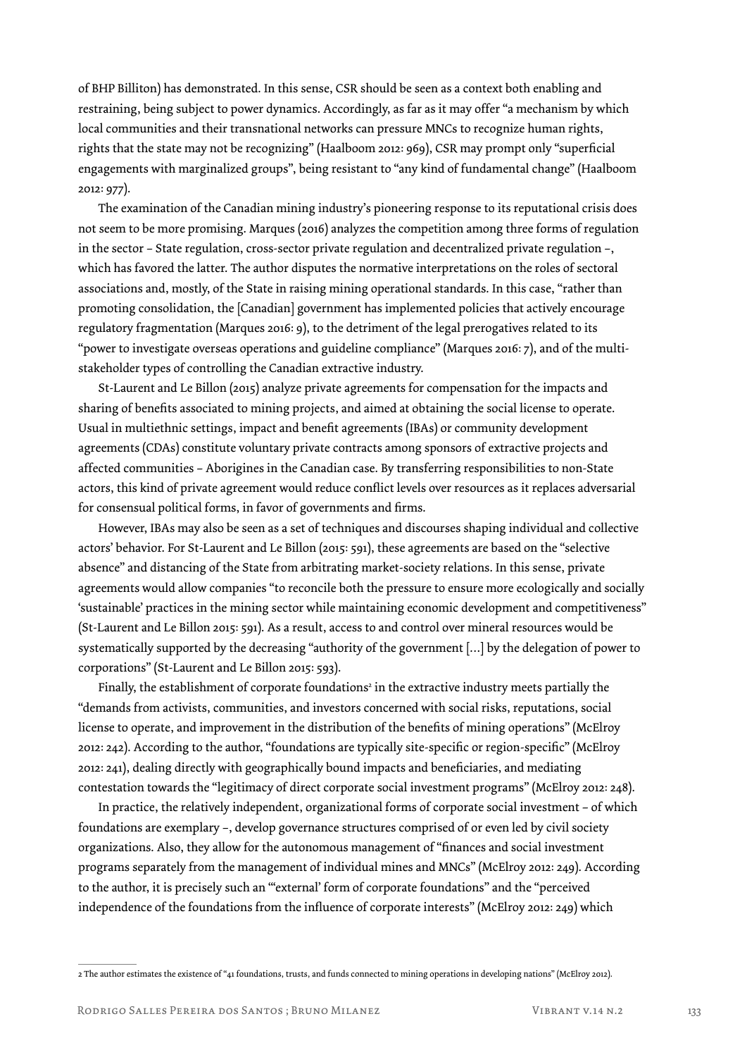of BHP Billiton) has demonstrated. In this sense, CSR should be seen as a context both enabling and restraining, being subject to power dynamics. Accordingly, as far as it may offer "a mechanism by which local communities and their transnational networks can pressure MNCs to recognize human rights, rights that the state may not be recognizing" (Haalboom 2012: 969), CSR may prompt only "superficial engagements with marginalized groups", being resistant to "any kind of fundamental change" (Haalboom 2012: 977).

The examination of the Canadian mining industry's pioneering response to its reputational crisis does not seem to be more promising. Marques (2016) analyzes the competition among three forms of regulation in the sector – State regulation, cross-sector private regulation and decentralized private regulation –, which has favored the latter. The author disputes the normative interpretations on the roles of sectoral associations and, mostly, of the State in raising mining operational standards. In this case, "rather than promoting consolidation, the [Canadian] government has implemented policies that actively encourage regulatory fragmentation (Marques 2016: 9), to the detriment of the legal prerogatives related to its "power to investigate overseas operations and guideline compliance" (Marques 2016: 7), and of the multi-stakeholder types of controlling the Canadian extractive industry.

St-Laurent and Le Billon (2015) analyze private agreements for compensation for the impacts and sharing of benefits associated to mining projects, and aimed at obtaining the social license to operate. Usual in multiethnic settings, impact and benefit agreements (IBAs) or community development agreements (CDAs) constitute voluntary private contracts among sponsors of extractive projects and affected communities – Aborigines in the Canadian case. By transferring responsibilities to non-State actors, this kind of private agreement would reduce conflict levels over resources as it replaces adversarial for consensual political forms, in favor of governments and firms.

However, IBAs may also be seen as a set of techniques and discourses shaping individual and collective actors' behavior. For St-Laurent and Le Billon (2015: 591), these agreements are based on the "selective absence" and distancing of the State from arbitrating market-society relations. In this sense, private agreements would allow companies "to reconcile both the pressure to ensure more ecologically and socially 'sustainable' practices in the mining sector while maintaining economic development and competitiveness" (St-Laurent and Le Billon 2015: 591). As a result, access to and control over mineral resources would be systematically supported by the decreasing "authority of the government [...] by the delegation of power to corporations" (St-Laurent and Le Billon 2015: 593).

Finally, the establishment of corporate foundations[2] in the extractive industry meets partially the "demands from activists, communities, and investors concerned with social risks, reputations, social license to operate, and improvement in the distribution of the benefits of mining operations" (McElroy 2012: 242). According to the author, "foundations are typically site-specific or region-specific" (McElroy 2012: 241), dealing directly with geographically bound impacts and beneficiaries, and mediating contestation towards the "legitimacy of direct corporate social investment programs" (McElroy 2012: 248).

In practice, the relatively independent, organizational forms of corporate social investment – of which foundations are exemplary –, develop governance structures comprised of or even led by civil society organizations. Also, they allow for the autonomous management of "finances and social investment programs separately from the management of individual mines and MNCs" (McElroy 2012: 249). According to the author, it is precisely such an "'external' form of corporate foundations" and the "perceived independence of the foundations from the influence of corporate interests" (McElroy 2012: 249) which

---

2 The author estimates the existence of "41 foundations, trusts, and funds connected to mining operations in developing nations" (McElroy 2012).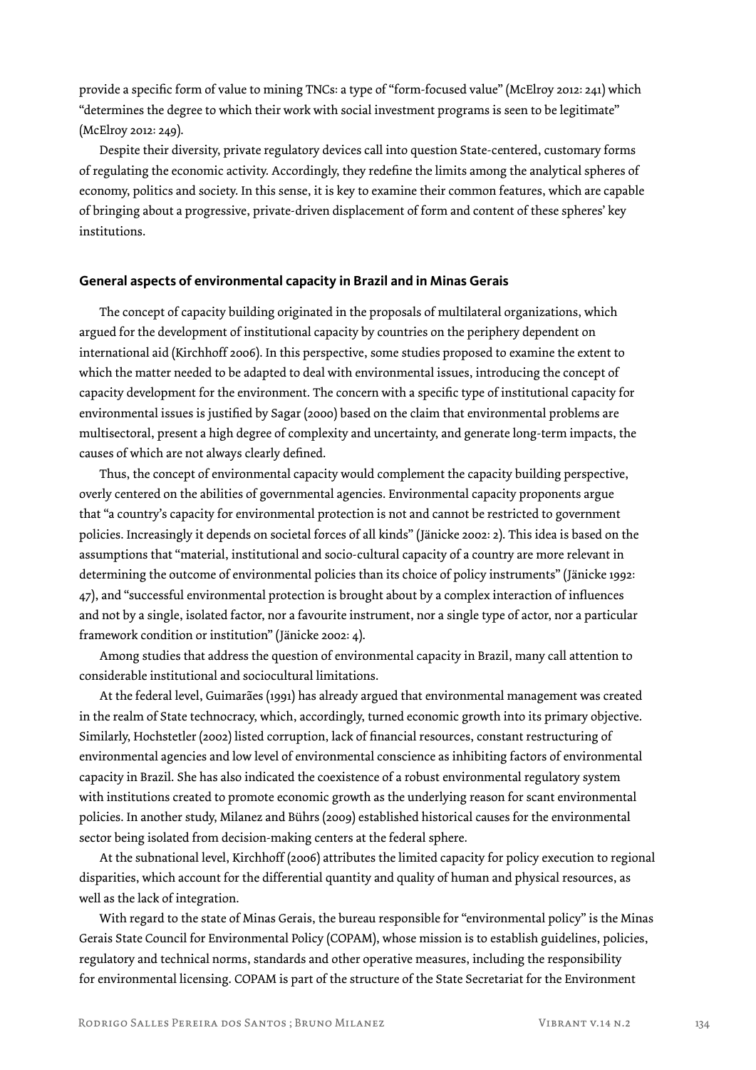provide a specific form of value to mining TNCs: a type of "form-focused value" (McElroy 2012: 241) which "determines the degree to which their work with social investment programs is seen to be legitimate" (McElroy 2012: 249).

Despite their diversity, private regulatory devices call into question State-centered, customary forms of regulating the economic activity. Accordingly, they redefine the limits among the analytical spheres of economy, politics and society. In this sense, it is key to examine their common features, which are capable of bringing about a progressive, private-driven displacement of form and content of these spheres' key institutions.

## General aspects of environmental capacity in Brazil and in Minas Gerais

The concept of capacity building originated in the proposals of multilateral organizations, which argued for the development of institutional capacity by countries on the periphery dependent on international aid (Kirchhoff 2006). In this perspective, some studies proposed to examine the extent to which the matter needed to be adapted to deal with environmental issues, introducing the concept of capacity development for the environment. The concern with a specific type of institutional capacity for environmental issues is justified by Sagar (2000) based on the claim that environmental problems are multisectoral, present a high degree of complexity and uncertainty, and generate long-term impacts, the causes of which are not always clearly defined.

Thus, the concept of environmental capacity would complement the capacity building perspective, overly centered on the abilities of governmental agencies. Environmental capacity proponents argue that "a country's capacity for environmental protection is not and cannot be restricted to government policies. Increasingly it depends on societal forces of all kinds" (Jänicke 2002: 2). This idea is based on the assumptions that "material, institutional and socio-cultural capacity of a country are more relevant in determining the outcome of environmental policies than its choice of policy instruments" (Jänicke 1992: 47), and "successful environmental protection is brought about by a complex interaction of influences and not by a single, isolated factor, nor a favourite instrument, nor a single type of actor, nor a particular framework condition or institution" (Jänicke 2002: 4).

Among studies that address the question of environmental capacity in Brazil, many call attention to considerable institutional and sociocultural limitations.

At the federal level, Guimarães (1991) has already argued that environmental management was created in the realm of State technocracy, which, accordingly, turned economic growth into its primary objective. Similarly, Hochstetler (2002) listed corruption, lack of financial resources, constant restructuring of environmental agencies and low level of environmental conscience as inhibiting factors of environmental capacity in Brazil. She has also indicated the coexistence of a robust environmental regulatory system with institutions created to promote economic growth as the underlying reason for scant environmental policies. In another study, Milanez and Bührs (2009) established historical causes for the environmental sector being isolated from decision-making centers at the federal sphere.

At the subnational level, Kirchhoff (2006) attributes the limited capacity for policy execution to regional disparities, which account for the differential quantity and quality of human and physical resources, as well as the lack of integration.

With regard to the state of Minas Gerais, the bureau responsible for "environmental policy" is the Minas Gerais State Council for Environmental Policy (COPAM), whose mission is to establish guidelines, policies, regulatory and technical norms, standards and other operative measures, including the responsibility for environmental licensing. COPAM is part of the structure of the State Secretariat for the Environment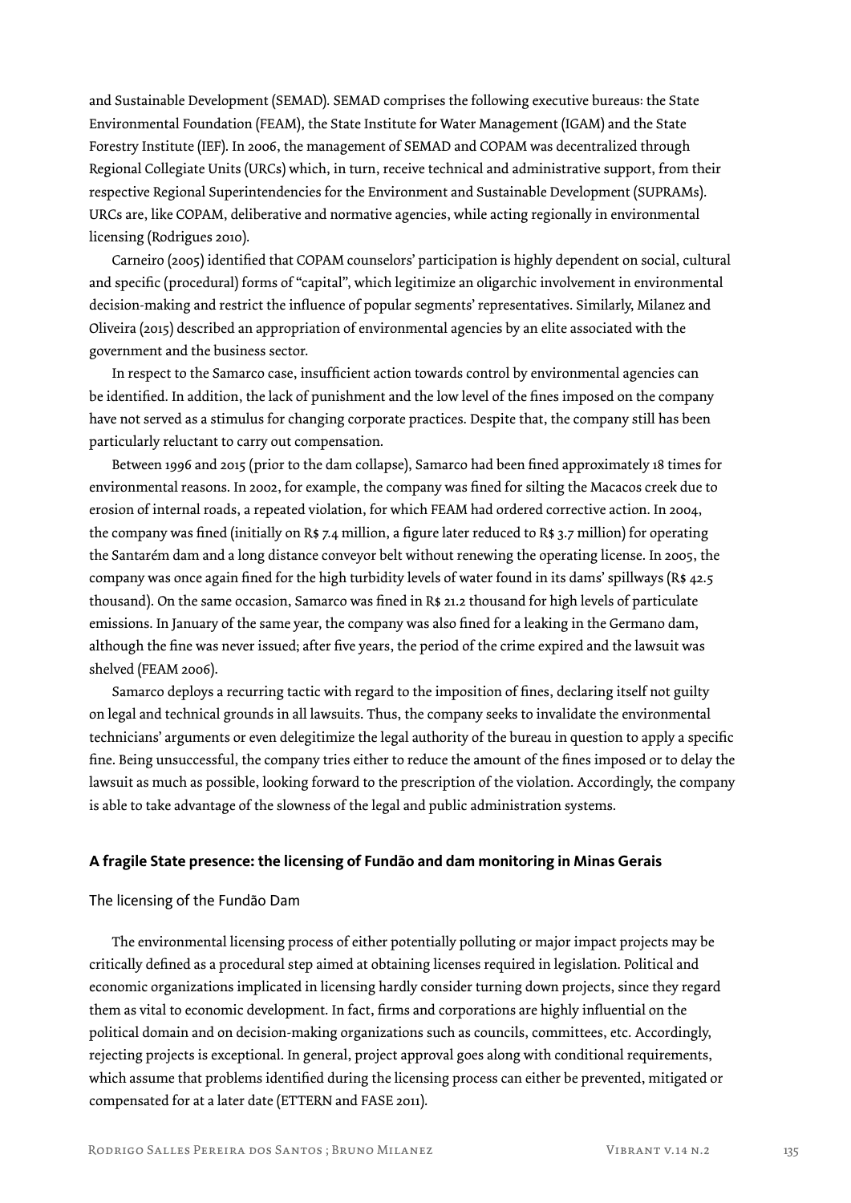and Sustainable Development (SEMAD). SEMAD comprises the following executive bureaus: the State Environmental Foundation (FEAM), the State Institute for Water Management (IGAM) and the State Forestry Institute (IEF). In 2006, the management of SEMAD and COPAM was decentralized through Regional Collegiate Units (URCs) which, in turn, receive technical and administrative support, from their respective Regional Superintendencies for the Environment and Sustainable Development (SUPRAMs). URCs are, like COPAM, deliberative and normative agencies, while acting regionally in environmental licensing (Rodrigues 2010).

Carneiro (2005) identified that COPAM counselors' participation is highly dependent on social, cultural and specific (procedural) forms of "capital", which legitimize an oligarchic involvement in environmental decision-making and restrict the influence of popular segments' representatives. Similarly, Milanez and Oliveira (2015) described an appropriation of environmental agencies by an elite associated with the government and the business sector.

In respect to the Samarco case, insufficient action towards control by environmental agencies can be identified. In addition, the lack of punishment and the low level of the fines imposed on the company have not served as a stimulus for changing corporate practices. Despite that, the company still has been particularly reluctant to carry out compensation.

Between 1996 and 2015 (prior to the dam collapse), Samarco had been fined approximately 18 times for environmental reasons. In 2002, for example, the company was fined for silting the Macacos creek due to erosion of internal roads, a repeated violation, for which FEAM had ordered corrective action. In 2004, the company was fined (initially on R$ 7.4 million, a figure later reduced to R$ 3.7 million) for operating the Santarém dam and a long distance conveyor belt without renewing the operating license. In 2005, the company was once again fined for the high turbidity levels of water found in its dams' spillways (R$ 42.5 thousand). On the same occasion, Samarco was fined in R$ 21.2 thousand for high levels of particulate emissions. In January of the same year, the company was also fined for a leaking in the Germano dam, although the fine was never issued; after five years, the period of the crime expired and the lawsuit was shelved (FEAM 2006).

Samarco deploys a recurring tactic with regard to the imposition of fines, declaring itself not guilty on legal and technical grounds in all lawsuits. Thus, the company seeks to invalidate the environmental technicians' arguments or even delegitimize the legal authority of the bureau in question to apply a specific fine. Being unsuccessful, the company tries either to reduce the amount of the fines imposed or to delay the lawsuit as much as possible, looking forward to the prescription of the violation. Accordingly, the company is able to take advantage of the slowness of the legal and public administration systems.

## A fragile State presence: the licensing of Fundão and dam monitoring in Minas Gerais

### The licensing of the Fundão Dam

The environmental licensing process of either potentially polluting or major impact projects may be critically defined as a procedural step aimed at obtaining licenses required in legislation. Political and economic organizations implicated in licensing hardly consider turning down projects, since they regard them as vital to economic development. In fact, firms and corporations are highly influential on the political domain and on decision-making organizations such as councils, committees, etc. Accordingly, rejecting projects is exceptional. In general, project approval goes along with conditional requirements, which assume that problems identified during the licensing process can either be prevented, mitigated or compensated for at a later date (ETTERN and FASE 2011).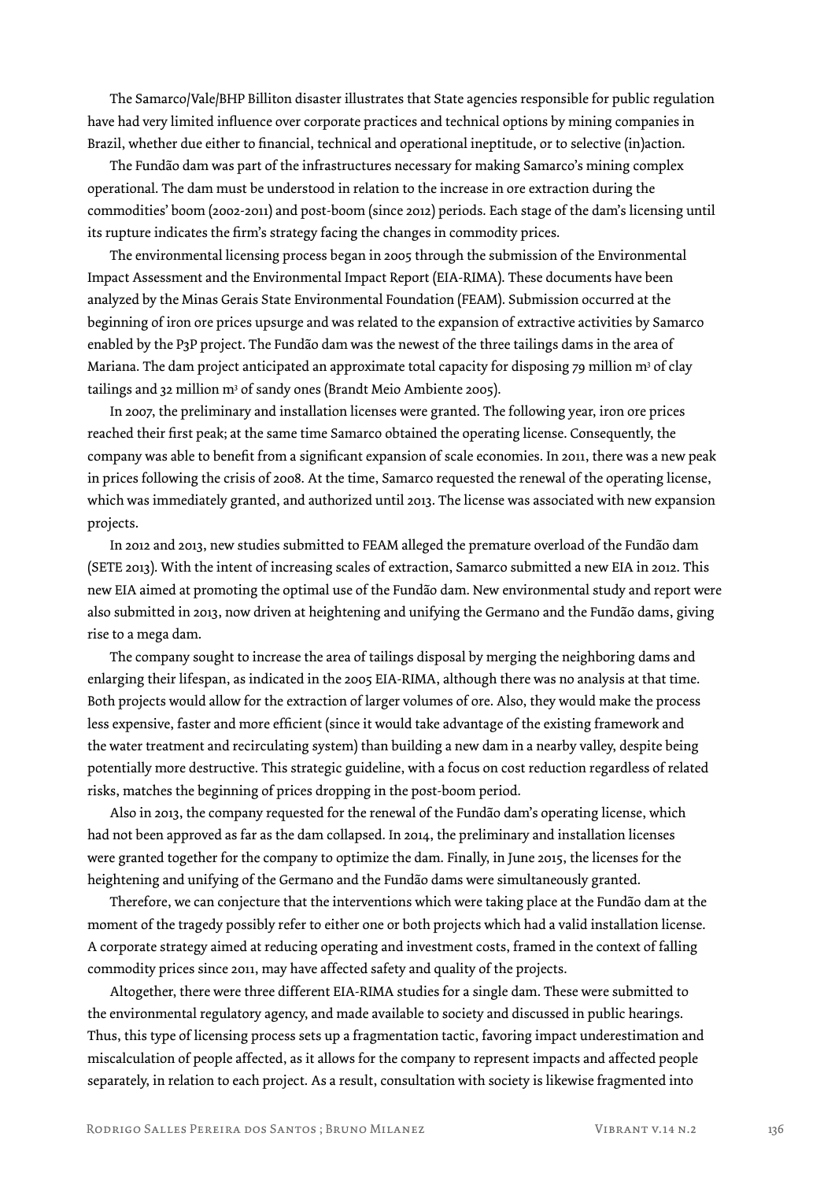The Samarco/Vale/BHP Billiton disaster illustrates that State agencies responsible for public regulation have had very limited influence over corporate practices and technical options by mining companies in Brazil, whether due either to financial, technical and operational ineptitude, or to selective (in)action.

The Fundão dam was part of the infrastructures necessary for making Samarco's mining complex operational. The dam must be understood in relation to the increase in ore extraction during the commodities' boom (2002-2011) and post-boom (since 2012) periods. Each stage of the dam's licensing until its rupture indicates the firm's strategy facing the changes in commodity prices.

The environmental licensing process began in 2005 through the submission of the Environmental Impact Assessment and the Environmental Impact Report (EIA-RIMA). These documents have been analyzed by the Minas Gerais State Environmental Foundation (FEAM). Submission occurred at the beginning of iron ore prices upsurge and was related to the expansion of extractive activities by Samarco enabled by the P3P project. The Fundão dam was the newest of the three tailings dams in the area of Mariana. The dam project anticipated an approximate total capacity for disposing 79 million $m^3$ of clay tailings and 32 million $m^3$ of sandy ones (Brandt Meio Ambiente 2005).

In 2007, the preliminary and installation licenses were granted. The following year, iron ore prices reached their first peak; at the same time Samarco obtained the operating license. Consequently, the company was able to benefit from a significant expansion of scale economies. In 2011, there was a new peak in prices following the crisis of 2008. At the time, Samarco requested the renewal of the operating license, which was immediately granted, and authorized until 2013. The license was associated with new expansion projects.

In 2012 and 2013, new studies submitted to FEAM alleged the premature overload of the Fundão dam (SETE 2013). With the intent of increasing scales of extraction, Samarco submitted a new EIA in 2012. This new EIA aimed at promoting the optimal use of the Fundão dam. New environmental study and report were also submitted in 2013, now driven at heightening and unifying the Germano and the Fundão dams, giving rise to a mega dam.

The company sought to increase the area of tailings disposal by merging the neighboring dams and enlarging their lifespan, as indicated in the 2005 EIA-RIMA, although there was no analysis at that time. Both projects would allow for the extraction of larger volumes of ore. Also, they would make the process less expensive, faster and more efficient (since it would take advantage of the existing framework and the water treatment and recirculating system) than building a new dam in a nearby valley, despite being potentially more destructive. This strategic guideline, with a focus on cost reduction regardless of related risks, matches the beginning of prices dropping in the post-boom period.

Also in 2013, the company requested for the renewal of the Fundão dam's operating license, which had not been approved as far as the dam collapsed. In 2014, the preliminary and installation licenses were granted together for the company to optimize the dam. Finally, in June 2015, the licenses for the heightening and unifying of the Germano and the Fundão dams were simultaneously granted.

Therefore, we can conjecture that the interventions which were taking place at the Fundão dam at the moment of the tragedy possibly refer to either one or both projects which had a valid installation license. A corporate strategy aimed at reducing operating and investment costs, framed in the context of falling commodity prices since 2011, may have affected safety and quality of the projects.

Altogether, there were three different EIA-RIMA studies for a single dam. These were submitted to the environmental regulatory agency, and made available to society and discussed in public hearings. Thus, this type of licensing process sets up a fragmentation tactic, favoring impact underestimation and miscalculation of people affected, as it allows for the company to represent impacts and affected people separately, in relation to each project. As a result, consultation with society is likewise fragmented into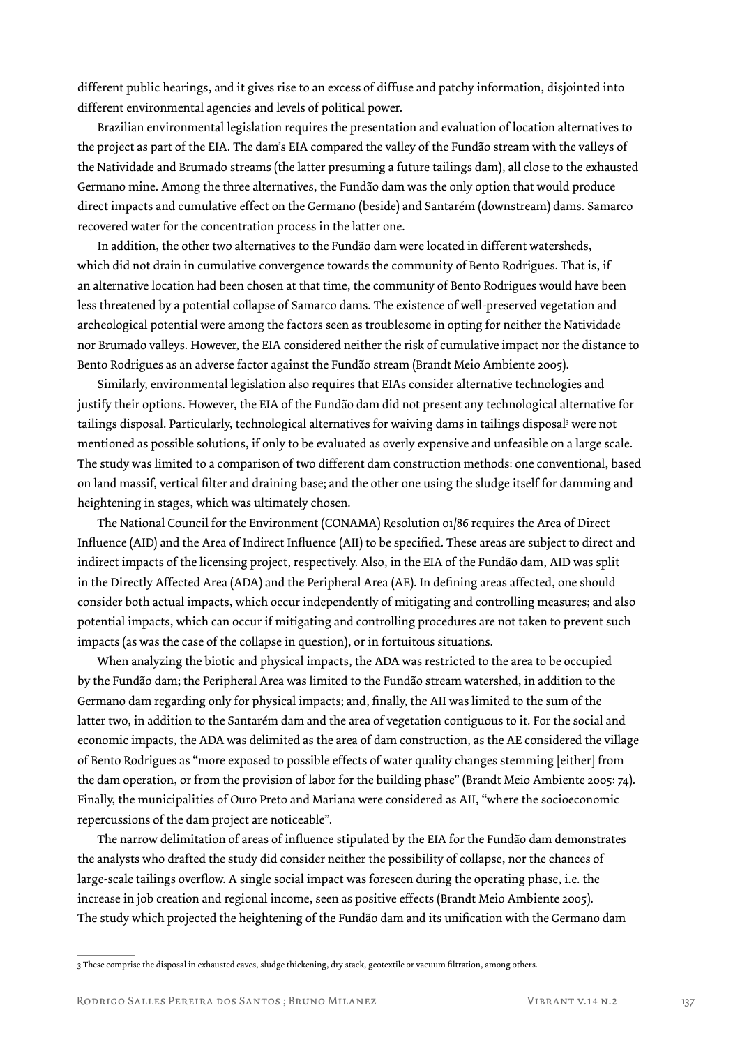different public hearings, and it gives rise to an excess of diffuse and patchy information, disjointed into different environmental agencies and levels of political power.

Brazilian environmental legislation requires the presentation and evaluation of location alternatives to the project as part of the EIA. The dam's EIA compared the valley of the Fundão stream with the valleys of the Natividade and Brumado streams (the latter presuming a future tailings dam), all close to the exhausted Germano mine. Among the three alternatives, the Fundão dam was the only option that would produce direct impacts and cumulative effect on the Germano (beside) and Santarém (downstream) dams. Samarco recovered water for the concentration process in the latter one.

In addition, the other two alternatives to the Fundão dam were located in different watersheds, which did not drain in cumulative convergence towards the community of Bento Rodrigues. That is, if an alternative location had been chosen at that time, the community of Bento Rodrigues would have been less threatened by a potential collapse of Samarco dams. The existence of well-preserved vegetation and archeological potential were among the factors seen as troublesome in opting for neither the Natividade nor Brumado valleys. However, the EIA considered neither the risk of cumulative impact nor the distance to Bento Rodrigues as an adverse factor against the Fundão stream (Brandt Meio Ambiente 2005).

Similarly, environmental legislation also requires that EIAs consider alternative technologies and justify their options. However, the EIA of the Fundão dam did not present any technological alternative for tailings disposal. Particularly, technological alternatives for waiving dams in tailings disposal[3] were not mentioned as possible solutions, if only to be evaluated as overly expensive and unfeasible on a large scale. The study was limited to a comparison of two different dam construction methods: one conventional, based on land massif, vertical filter and draining base; and the other one using the sludge itself for damming and heightening in stages, which was ultimately chosen.

The National Council for the Environment (CONAMA) Resolution 01/86 requires the Area of Direct Influence (AID) and the Area of Indirect Influence (AII) to be specified. These areas are subject to direct and indirect impacts of the licensing project, respectively. Also, in the EIA of the Fundão dam, AID was split in the Directly Affected Area (ADA) and the Peripheral Area (AE). In defining areas affected, one should consider both actual impacts, which occur independently of mitigating and controlling measures; and also potential impacts, which can occur if mitigating and controlling procedures are not taken to prevent such impacts (as was the case of the collapse in question), or in fortuitous situations.

When analyzing the biotic and physical impacts, the ADA was restricted to the area to be occupied by the Fundão dam; the Peripheral Area was limited to the Fundão stream watershed, in addition to the Germano dam regarding only for physical impacts; and, finally, the AII was limited to the sum of the latter two, in addition to the Santarém dam and the area of vegetation contiguous to it. For the social and economic impacts, the ADA was delimited as the area of dam construction, as the AE considered the village of Bento Rodrigues as "more exposed to possible effects of water quality changes stemming [either] from the dam operation, or from the provision of labor for the building phase" (Brandt Meio Ambiente 2005: 74). Finally, the municipalities of Ouro Preto and Mariana were considered as AII, "where the socioeconomic repercussions of the dam project are noticeable".

The narrow delimitation of areas of influence stipulated by the EIA for the Fundão dam demonstrates the analysts who drafted the study did consider neither the possibility of collapse, nor the chances of large-scale tailings overflow. A single social impact was foreseen during the operating phase, i.e. the increase in job creation and regional income, seen as positive effects (Brandt Meio Ambiente 2005). The study which projected the heightening of the Fundão dam and its unification with the Germano dam

---

3 These comprise the disposal in exhausted caves, sludge thickening, dry stack, geotextile or vacuum filtration, among others.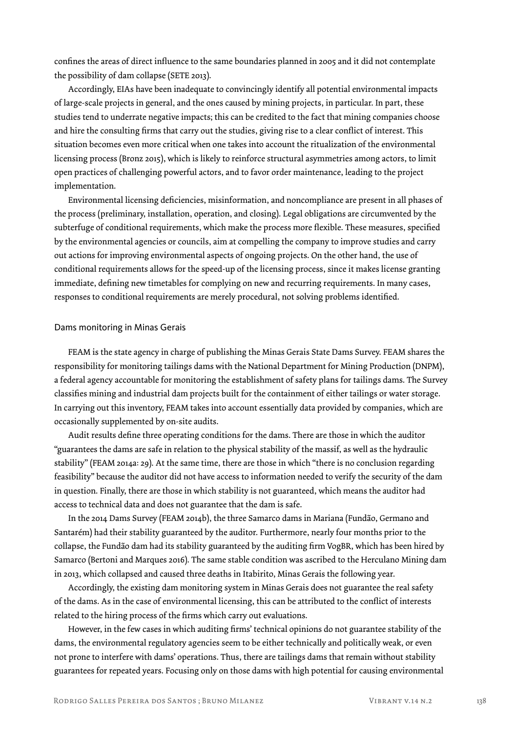confines the areas of direct influence to the same boundaries planned in 2005 and it did not contemplate the possibility of dam collapse (SETE 2013).

Accordingly, EIAs have been inadequate to convincingly identify all potential environmental impacts of large-scale projects in general, and the ones caused by mining projects, in particular. In part, these studies tend to underrate negative impacts; this can be credited to the fact that mining companies choose and hire the consulting firms that carry out the studies, giving rise to a clear conflict of interest. This situation becomes even more critical when one takes into account the ritualization of the environmental licensing process (Bronz 2015), which is likely to reinforce structural asymmetries among actors, to limit open practices of challenging powerful actors, and to favor order maintenance, leading to the project implementation.

Environmental licensing deficiencies, misinformation, and noncompliance are present in all phases of the process (preliminary, installation, operation, and closing). Legal obligations are circumvented by the subterfuge of conditional requirements, which make the process more flexible. These measures, specified by the environmental agencies or councils, aim at compelling the company to improve studies and carry out actions for improving environmental aspects of ongoing projects. On the other hand, the use of conditional requirements allows for the speed-up of the licensing process, since it makes license granting immediate, defining new timetables for complying on new and recurring requirements. In many cases, responses to conditional requirements are merely procedural, not solving problems identified.

## Dams monitoring in Minas Gerais

FEAM is the state agency in charge of publishing the Minas Gerais State Dams Survey. FEAM shares the responsibility for monitoring tailings dams with the National Department for Mining Production (DNPM), a federal agency accountable for monitoring the establishment of safety plans for tailings dams. The Survey classifies mining and industrial dam projects built for the containment of either tailings or water storage. In carrying out this inventory, FEAM takes into account essentially data provided by companies, which are occasionally supplemented by on-site audits.

Audit results define three operating conditions for the dams. There are those in which the auditor "guarantees the dams are safe in relation to the physical stability of the massif, as well as the hydraulic stability" (FEAM 2014a: 29). At the same time, there are those in which "there is no conclusion regarding feasibility" because the auditor did not have access to information needed to verify the security of the dam in question. Finally, there are those in which stability is not guaranteed, which means the auditor had access to technical data and does not guarantee that the dam is safe.

In the 2014 Dams Survey (FEAM 2014b), the three Samarco dams in Mariana (Fundão, Germano and Santarém) had their stability guaranteed by the auditor. Furthermore, nearly four months prior to the collapse, the Fundão dam had its stability guaranteed by the auditing firm VogBR, which has been hired by Samarco (Bertoni and Marques 2016). The same stable condition was ascribed to the Herculano Mining dam in 2013, which collapsed and caused three deaths in Itabirito, Minas Gerais the following year.

Accordingly, the existing dam monitoring system in Minas Gerais does not guarantee the real safety of the dams. As in the case of environmental licensing, this can be attributed to the conflict of interests related to the hiring process of the firms which carry out evaluations.

However, in the few cases in which auditing firms' technical opinions do not guarantee stability of the dams, the environmental regulatory agencies seem to be either technically and politically weak, or even not prone to interfere with dams' operations. Thus, there are tailings dams that remain without stability guarantees for repeated years. Focusing only on those dams with high potential for causing environmental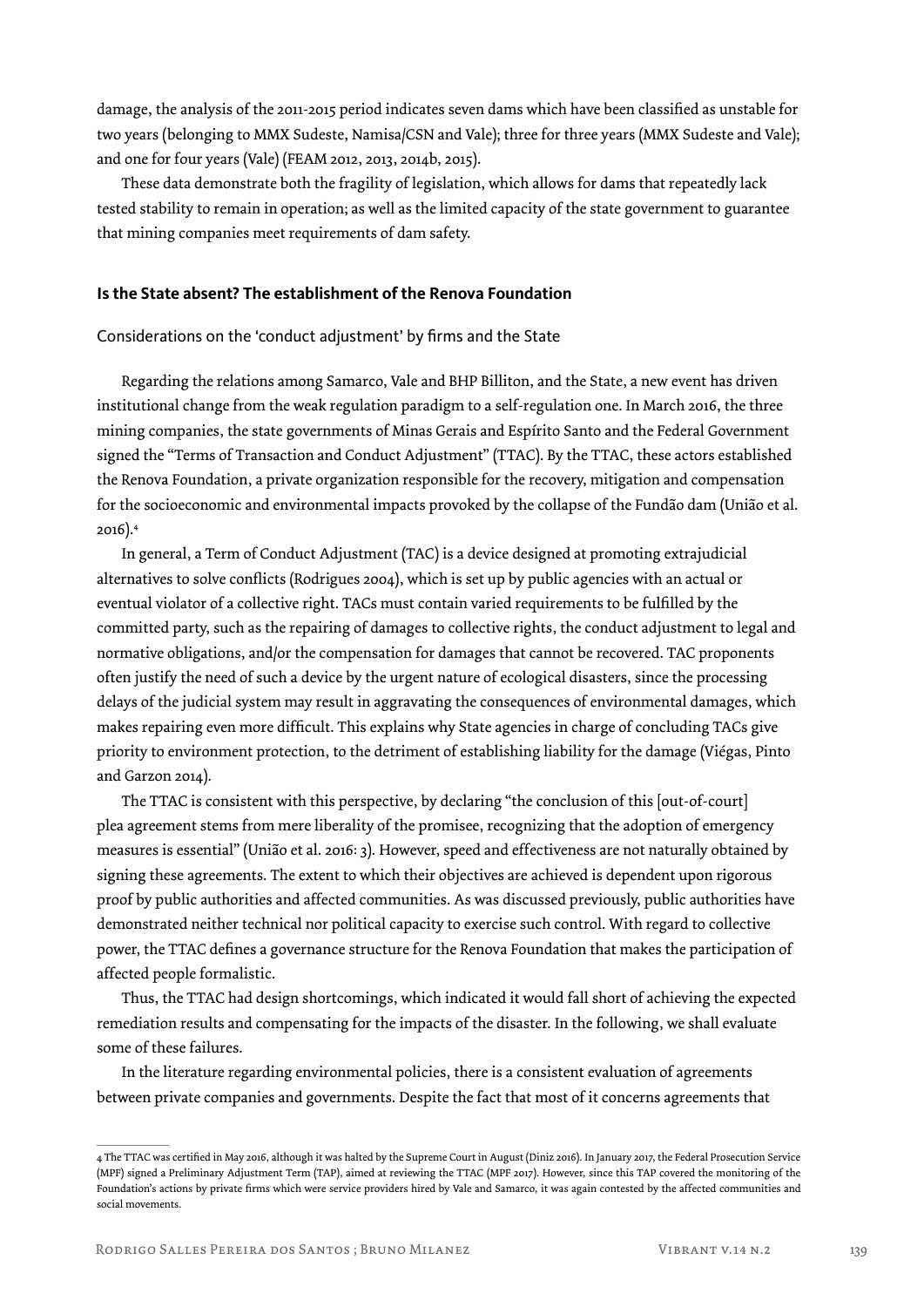damage, the analysis of the 2011-2015 period indicates seven dams which have been classified as unstable for two years (belonging to MMX Sudeste, Namisa/CSN and Vale); three for three years (MMX Sudeste and Vale); and one for four years (Vale) (FEAM 2012, 2013, 2014b, 2015).

These data demonstrate both the fragility of legislation, which allows for dams that repeatedly lack tested stability to remain in operation; as well as the limited capacity of the state government to guarantee that mining companies meet requirements of dam safety.

## Is the State absent? The establishment of the Renova Foundation

### Considerations on the 'conduct adjustment' by firms and the State

Regarding the relations among Samarco, Vale and BHP Billiton, and the State, a new event has driven institutional change from the weak regulation paradigm to a self-regulation one. In March 2016, the three mining companies, the state governments of Minas Gerais and Espírito Santo and the Federal Government signed the "Terms of Transaction and Conduct Adjustment" (TTAC). By the TTAC, these actors established the Renova Foundation, a private organization responsible for the recovery, mitigation and compensation for the socioeconomic and environmental impacts provoked by the collapse of the Fundão dam (União et al. 2016).[4]

In general, a Term of Conduct Adjustment (TAC) is a device designed at promoting extrajudicial alternatives to solve conflicts (Rodrigues 2004), which is set up by public agencies with an actual or eventual violator of a collective right. TACs must contain varied requirements to be fulfilled by the committed party, such as the repairing of damages to collective rights, the conduct adjustment to legal and normative obligations, and/or the compensation for damages that cannot be recovered. TAC proponents often justify the need of such a device by the urgent nature of ecological disasters, since the processing delays of the judicial system may result in aggravating the consequences of environmental damages, which makes repairing even more difficult. This explains why State agencies in charge of concluding TACs give priority to environment protection, to the detriment of establishing liability for the damage (Viégas, Pinto and Garzon 2014).

The TTAC is consistent with this perspective, by declaring "the conclusion of this [out-of-court] plea agreement stems from mere liberality of the promisee, recognizing that the adoption of emergency measures is essential" (União et al. 2016: 3). However, speed and effectiveness are not naturally obtained by signing these agreements. The extent to which their objectives are achieved is dependent upon rigorous proof by public authorities and affected communities. As was discussed previously, public authorities have demonstrated neither technical nor political capacity to exercise such control. With regard to collective power, the TTAC defines a governance structure for the Renova Foundation that makes the participation of affected people formalistic.

Thus, the TTAC had design shortcomings, which indicated it would fall short of achieving the expected remediation results and compensating for the impacts of the disaster. In the following, we shall evaluate some of these failures.

In the literature regarding environmental policies, there is a consistent evaluation of agreements between private companies and governments. Despite the fact that most of it concerns agreements that

---

4 The TTAC was certified in May 2016, although it was halted by the Supreme Court in August (Diniz 2016). In January 2017, the Federal Prosecution Service (MPF) signed a Preliminary Adjustment Term (TAP), aimed at reviewing the TTAC (MPF 2017). However, since this TAP covered the monitoring of the Foundation's actions by private firms which were service providers hired by Vale and Samarco, it was again contested by the affected communities and social movements.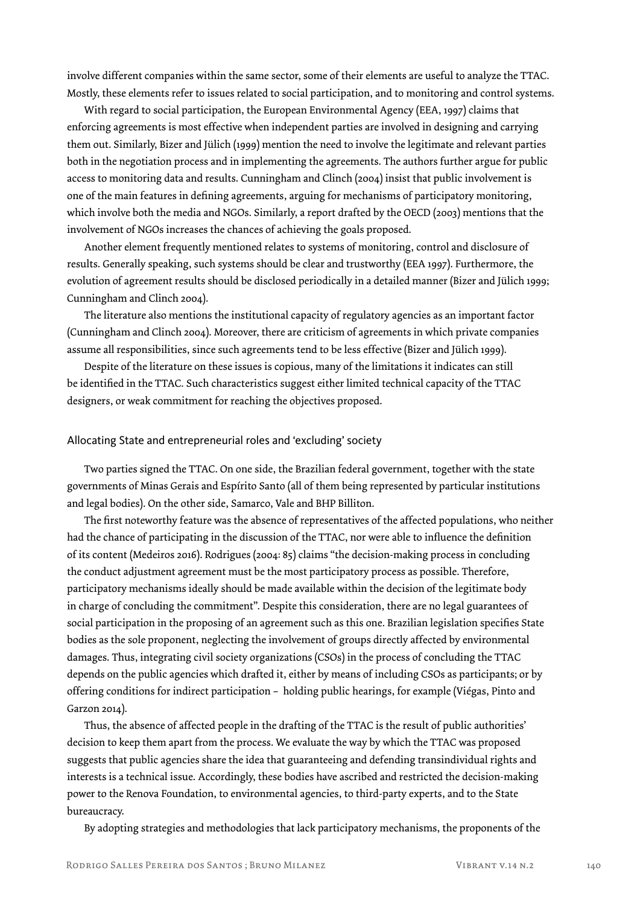involve different companies within the same sector, some of their elements are useful to analyze the TTAC. Mostly, these elements refer to issues related to social participation, and to monitoring and control systems.

With regard to social participation, the European Environmental Agency (EEA, 1997) claims that enforcing agreements is most effective when independent parties are involved in designing and carrying them out. Similarly, Bizer and Jülich (1999) mention the need to involve the legitimate and relevant parties both in the negotiation process and in implementing the agreements. The authors further argue for public access to monitoring data and results. Cunningham and Clinch (2004) insist that public involvement is one of the main features in defining agreements, arguing for mechanisms of participatory monitoring, which involve both the media and NGOs. Similarly, a report drafted by the OECD (2003) mentions that the involvement of NGOs increases the chances of achieving the goals proposed.

Another element frequently mentioned relates to systems of monitoring, control and disclosure of results. Generally speaking, such systems should be clear and trustworthy (EEA 1997). Furthermore, the evolution of agreement results should be disclosed periodically in a detailed manner (Bizer and Jülich 1999; Cunningham and Clinch 2004).

The literature also mentions the institutional capacity of regulatory agencies as an important factor (Cunningham and Clinch 2004). Moreover, there are criticism of agreements in which private companies assume all responsibilities, since such agreements tend to be less effective (Bizer and Jülich 1999).

Despite of the literature on these issues is copious, many of the limitations it indicates can still be identified in the TTAC. Such characteristics suggest either limited technical capacity of the TTAC designers, or weak commitment for reaching the objectives proposed.

## Allocating State and entrepreneurial roles and 'excluding' society

Two parties signed the TTAC. On one side, the Brazilian federal government, together with the state governments of Minas Gerais and Espírito Santo (all of them being represented by particular institutions and legal bodies). On the other side, Samarco, Vale and BHP Billiton.

The first noteworthy feature was the absence of representatives of the affected populations, who neither had the chance of participating in the discussion of the TTAC, nor were able to influence the definition of its content (Medeiros 2016). Rodrigues (2004: 85) claims "the decision-making process in concluding the conduct adjustment agreement must be the most participatory process as possible. Therefore, participatory mechanisms ideally should be made available within the decision of the legitimate body in charge of concluding the commitment". Despite this consideration, there are no legal guarantees of social participation in the proposing of an agreement such as this one. Brazilian legislation specifies State bodies as the sole proponent, neglecting the involvement of groups directly affected by environmental damages. Thus, integrating civil society organizations (CSOs) in the process of concluding the TTAC depends on the public agencies which drafted it, either by means of including CSOs as participants; or by offering conditions for indirect participation – holding public hearings, for example (Viégas, Pinto and Garzon 2014).

Thus, the absence of affected people in the drafting of the TTAC is the result of public authorities' decision to keep them apart from the process. We evaluate the way by which the TTAC was proposed suggests that public agencies share the idea that guaranteeing and defending transindividual rights and interests is a technical issue. Accordingly, these bodies have ascribed and restricted the decision-making power to the Renova Foundation, to environmental agencies, to third-party experts, and to the State bureaucracy.

By adopting strategies and methodologies that lack participatory mechanisms, the proponents of the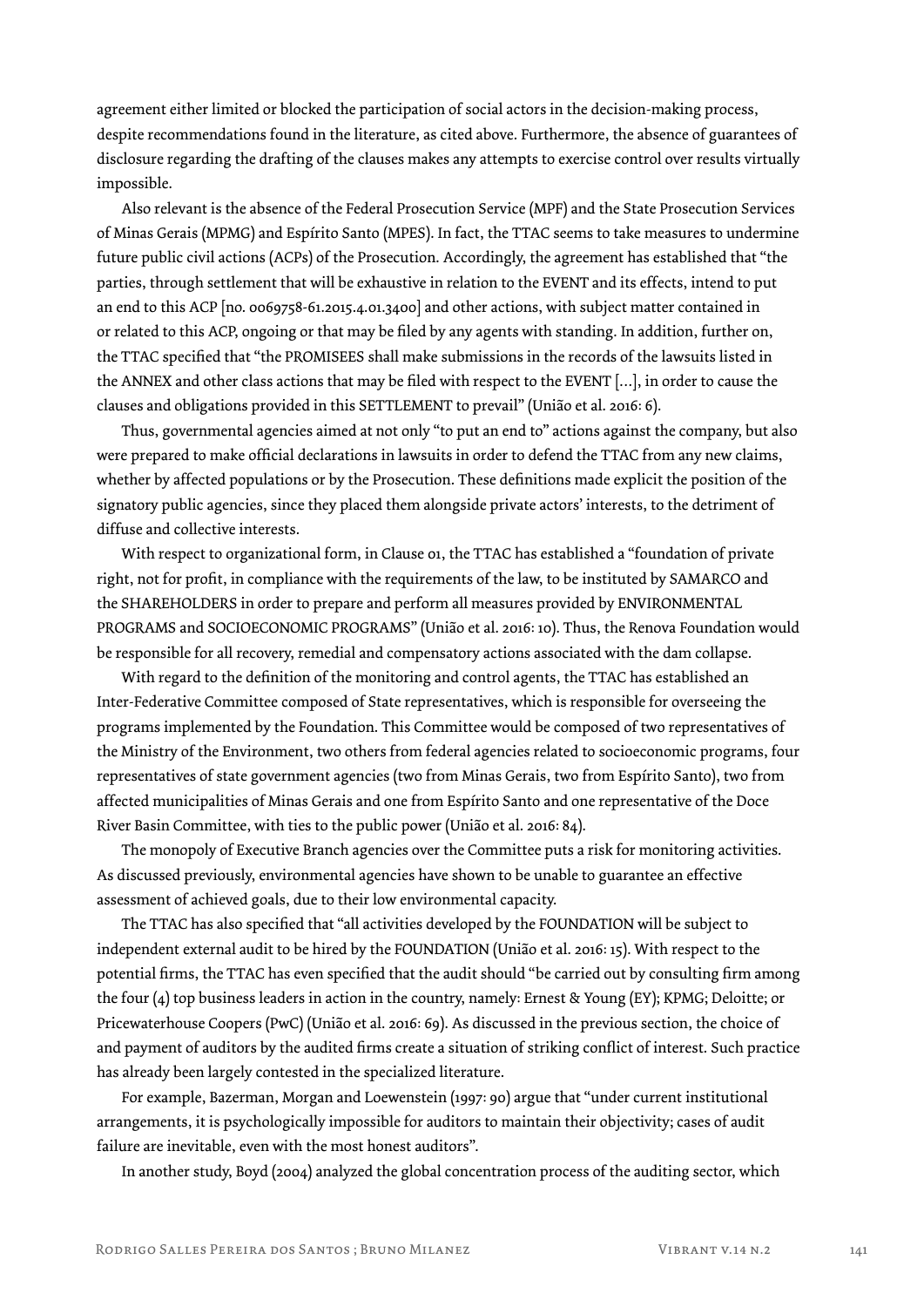agreement either limited or blocked the participation of social actors in the decision-making process, despite recommendations found in the literature, as cited above. Furthermore, the absence of guarantees of disclosure regarding the drafting of the clauses makes any attempts to exercise control over results virtually impossible.

Also relevant is the absence of the Federal Prosecution Service (MPF) and the State Prosecution Services of Minas Gerais (MPMG) and Espírito Santo (MPES). In fact, the TTAC seems to take measures to undermine future public civil actions (ACPs) of the Prosecution. Accordingly, the agreement has established that "the parties, through settlement that will be exhaustive in relation to the EVENT and its effects, intend to put an end to this ACP [no. 0069758-61.2015.4.01.3400] and other actions, with subject matter contained in or related to this ACP, ongoing or that may be filed by any agents with standing. In addition, further on, the TTAC specified that "the PROMISEES shall make submissions in the records of the lawsuits listed in the ANNEX and other class actions that may be filed with respect to the EVENT [...], in order to cause the clauses and obligations provided in this SETTLEMENT to prevail" (União et al. 2016: 6).

Thus, governmental agencies aimed at not only "to put an end to" actions against the company, but also were prepared to make official declarations in lawsuits in order to defend the TTAC from any new claims, whether by affected populations or by the Prosecution. These definitions made explicit the position of the signatory public agencies, since they placed them alongside private actors' interests, to the detriment of diffuse and collective interests.

With respect to organizational form, in Clause 01, the TTAC has established a "foundation of private right, not for profit, in compliance with the requirements of the law, to be instituted by SAMARCO and the SHAREHOLDERS in order to prepare and perform all measures provided by ENVIRONMENTAL PROGRAMS and SOCIOECONOMIC PROGRAMS" (União et al. 2016: 10). Thus, the Renova Foundation would be responsible for all recovery, remedial and compensatory actions associated with the dam collapse.

With regard to the definition of the monitoring and control agents, the TTAC has established an Inter-Federative Committee composed of State representatives, which is responsible for overseeing the programs implemented by the Foundation. This Committee would be composed of two representatives of the Ministry of the Environment, two others from federal agencies related to socioeconomic programs, four representatives of state government agencies (two from Minas Gerais, two from Espírito Santo), two from affected municipalities of Minas Gerais and one from Espírito Santo and one representative of the Doce River Basin Committee, with ties to the public power (União et al. 2016: 84).

The monopoly of Executive Branch agencies over the Committee puts a risk for monitoring activities. As discussed previously, environmental agencies have shown to be unable to guarantee an effective assessment of achieved goals, due to their low environmental capacity.

The TTAC has also specified that "all activities developed by the FOUNDATION will be subject to independent external audit to be hired by the FOUNDATION (União et al. 2016: 15). With respect to the potential firms, the TTAC has even specified that the audit should "be carried out by consulting firm among the four (4) top business leaders in action in the country, namely: Ernest & Young (EY); KPMG; Deloitte; or Pricewaterhouse Coopers (PwC) (União et al. 2016: 69). As discussed in the previous section, the choice of and payment of auditors by the audited firms create a situation of striking conflict of interest. Such practice has already been largely contested in the specialized literature.

For example, Bazerman, Morgan and Loewenstein (1997: 90) argue that "under current institutional arrangements, it is psychologically impossible for auditors to maintain their objectivity; cases of audit failure are inevitable, even with the most honest auditors".

In another study, Boyd (2004) analyzed the global concentration process of the auditing sector, which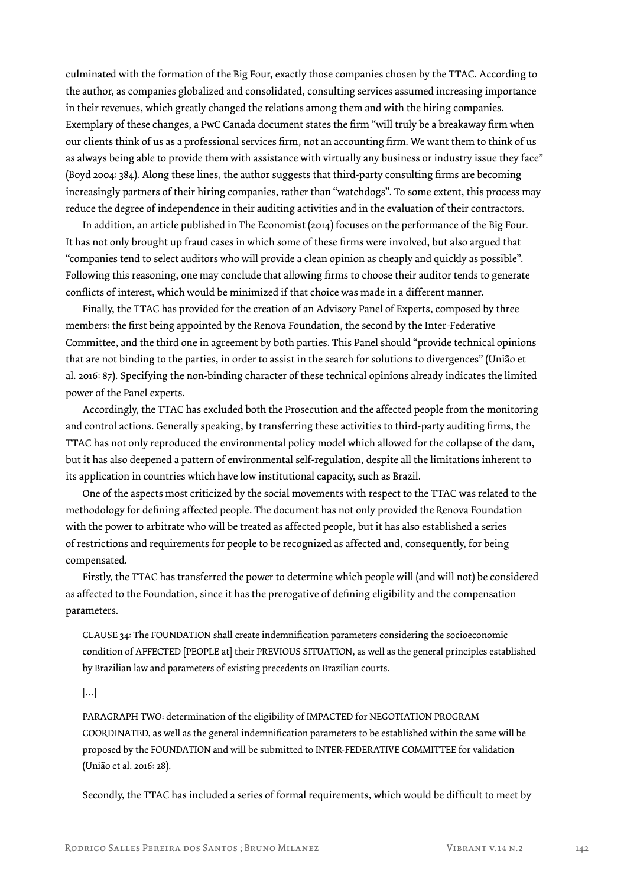culminated with the formation of the Big Four, exactly those companies chosen by the TTAC. According to the author, as companies globalized and consolidated, consulting services assumed increasing importance in their revenues, which greatly changed the relations among them and with the hiring companies. Exemplary of these changes, a PwC Canada document states the firm "will truly be a breakaway firm when our clients think of us as a professional services firm, not an accounting firm. We want them to think of us as always being able to provide them with assistance with virtually any business or industry issue they face" (Boyd 2004: 384). Along these lines, the author suggests that third-party consulting firms are becoming increasingly partners of their hiring companies, rather than "watchdogs". To some extent, this process may reduce the degree of independence in their auditing activities and in the evaluation of their contractors.

In addition, an article published in The Economist (2014) focuses on the performance of the Big Four. It has not only brought up fraud cases in which some of these firms were involved, but also argued that "companies tend to select auditors who will provide a clean opinion as cheaply and quickly as possible". Following this reasoning, one may conclude that allowing firms to choose their auditor tends to generate conflicts of interest, which would be minimized if that choice was made in a different manner.

Finally, the TTAC has provided for the creation of an Advisory Panel of Experts, composed by three members: the first being appointed by the Renova Foundation, the second by the Inter-Federative Committee, and the third one in agreement by both parties. This Panel should "provide technical opinions that are not binding to the parties, in order to assist in the search for solutions to divergences" (União et al. 2016: 87). Specifying the non-binding character of these technical opinions already indicates the limited power of the Panel experts.

Accordingly, the TTAC has excluded both the Prosecution and the affected people from the monitoring and control actions. Generally speaking, by transferring these activities to third-party auditing firms, the TTAC has not only reproduced the environmental policy model which allowed for the collapse of the dam, but it has also deepened a pattern of environmental self-regulation, despite all the limitations inherent to its application in countries which have low institutional capacity, such as Brazil.

One of the aspects most criticized by the social movements with respect to the TTAC was related to the methodology for defining affected people. The document has not only provided the Renova Foundation with the power to arbitrate who will be treated as affected people, but it has also established a series of restrictions and requirements for people to be recognized as affected and, consequently, for being compensated.

Firstly, the TTAC has transferred the power to determine which people will (and will not) be considered as affected to the Foundation, since it has the prerogative of defining eligibility and the compensation parameters.

> CLAUSE 34: The FOUNDATION shall create indemnification parameters considering the socioeconomic condition of AFFECTED [PEOPLE at] their PREVIOUS SITUATION, as well as the general principles established by Brazilian law and parameters of existing precedents on Brazilian courts.
>
> [...]
>
> PARAGRAPH TWO: determination of the eligibility of IMPACTED for NEGOTIATION PROGRAM COORDINATED, as well as the general indemnification parameters to be established within the same will be proposed by the FOUNDATION and will be submitted to INTER-FEDERATIVE COMMITTEE for validation (União et al. 2016: 28).

Secondly, the TTAC has included a series of formal requirements, which would be difficult to meet by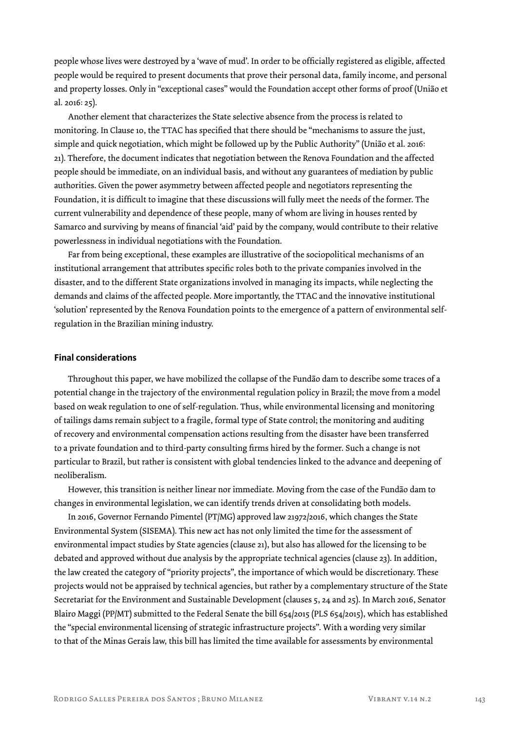people whose lives were destroyed by a 'wave of mud'. In order to be officially registered as eligible, affected people would be required to present documents that prove their personal data, family income, and personal and property losses. Only in "exceptional cases" would the Foundation accept other forms of proof (União et al. 2016: 25).

Another element that characterizes the State selective absence from the process is related to monitoring. In Clause 10, the TTAC has specified that there should be "mechanisms to assure the just, simple and quick negotiation, which might be followed up by the Public Authority" (União et al. 2016: 21). Therefore, the document indicates that negotiation between the Renova Foundation and the affected people should be immediate, on an individual basis, and without any guarantees of mediation by public authorities. Given the power asymmetry between affected people and negotiators representing the Foundation, it is difficult to imagine that these discussions will fully meet the needs of the former. The current vulnerability and dependence of these people, many of whom are living in houses rented by Samarco and surviving by means of financial 'aid' paid by the company, would contribute to their relative powerlessness in individual negotiations with the Foundation.

Far from being exceptional, these examples are illustrative of the sociopolitical mechanisms of an institutional arrangement that attributes specific roles both to the private companies involved in the disaster, and to the different State organizations involved in managing its impacts, while neglecting the demands and claims of the affected people. More importantly, the TTAC and the innovative institutional 'solution' represented by the Renova Foundation points to the emergence of a pattern of environmental self-regulation in the Brazilian mining industry.

## Final considerations

Throughout this paper, we have mobilized the collapse of the Fundão dam to describe some traces of a potential change in the trajectory of the environmental regulation policy in Brazil; the move from a model based on weak regulation to one of self-regulation. Thus, while environmental licensing and monitoring of tailings dams remain subject to a fragile, formal type of State control; the monitoring and auditing of recovery and environmental compensation actions resulting from the disaster have been transferred to a private foundation and to third-party consulting firms hired by the former. Such a change is not particular to Brazil, but rather is consistent with global tendencies linked to the advance and deepening of neoliberalism.

However, this transition is neither linear nor immediate. Moving from the case of the Fundão dam to changes in environmental legislation, we can identify trends driven at consolidating both models.

In 2016, Governor Fernando Pimentel (PT/MG) approved law 21972/2016, which changes the State Environmental System (SISEMA). This new act has not only limited the time for the assessment of environmental impact studies by State agencies (clause 21), but also has allowed for the licensing to be debated and approved without due analysis by the appropriate technical agencies (clause 23). In addition, the law created the category of "priority projects", the importance of which would be discretionary. These projects would not be appraised by technical agencies, but rather by a complementary structure of the State Secretariat for the Environment and Sustainable Development (clauses 5, 24 and 25). In March 2016, Senator Blairo Maggi (PP/MT) submitted to the Federal Senate the bill 654/2015 (PLS 654/2015), which has established the "special environmental licensing of strategic infrastructure projects". With a wording very similar to that of the Minas Gerais law, this bill has limited the time available for assessments by environmental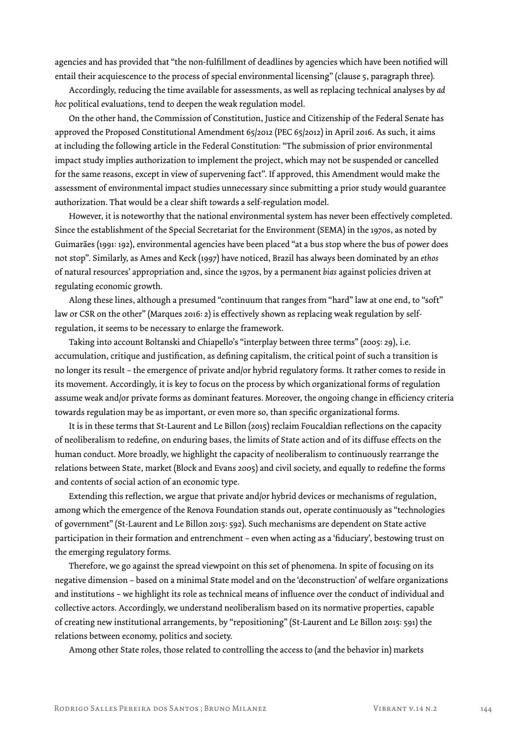agencies and has provided that "the non-fulfillment of deadlines by agencies which have been notified will entail their acquiescence to the process of special environmental licensing" (clause 5, paragraph three).

Accordingly, reducing the time available for assessments, as well as replacing technical analyses by *ad hoc* political evaluations, tend to deepen the weak regulation model.

On the other hand, the Commission of Constitution, Justice and Citizenship of the Federal Senate has approved the Proposed Constitutional Amendment 65/2012 (PEC 65/2012) in April 2016. As such, it aims at including the following article in the Federal Constitution: "The submission of prior environmental impact study implies authorization to implement the project, which may not be suspended or cancelled for the same reasons, except in view of supervening fact". If approved, this Amendment would make the assessment of environmental impact studies unnecessary since submitting a prior study would guarantee authorization. That would be a clear shift towards a self-regulation model.

However, it is noteworthy that the national environmental system has never been effectively completed. Since the establishment of the Special Secretariat for the Environment (SEMA) in the 1970s, as noted by Guimarães (1991: 192), environmental agencies have been placed "at a bus stop where the bus of power does not stop". Similarly, as Ames and Keck (1997) have noticed, Brazil has always been dominated by an *ethos* of natural resources' appropriation and, since the 1970s, by a permanent *bias* against policies driven at regulating economic growth.

Along these lines, although a presumed "continuum that ranges from "hard" law at one end, to "soft" law or CSR on the other" (Marques 2016: 2) is effectively shown as replacing weak regulation by self-regulation, it seems to be necessary to enlarge the framework.

Taking into account Boltanski and Chiapello's "interplay between three terms" (2005: 29), i.e. accumulation, critique and justification, as defining capitalism, the critical point of such a transition is no longer its result – the emergence of private and/or hybrid regulatory forms. It rather comes to reside in its movement. Accordingly, it is key to focus on the process by which organizational forms of regulation assume weak and/or private forms as dominant features. Moreover, the ongoing change in efficiency criteria towards regulation may be as important, or even more so, than specific organizational forms.

It is in these terms that St-Laurent and Le Billon (2015) reclaim Foucaldian reflections on the capacity of neoliberalism to redefine, on enduring bases, the limits of State action and of its diffuse effects on the human conduct. More broadly, we highlight the capacity of neoliberalism to continuously rearrange the relations between State, market (Block and Evans 2005) and civil society, and equally to redefine the forms and contents of social action of an economic type.

Extending this reflection, we argue that private and/or hybrid devices or mechanisms of regulation, among which the emergence of the Renova Foundation stands out, operate continuously as "technologies of government" (St-Laurent and Le Billon 2015: 592). Such mechanisms are dependent on State active participation in their formation and entrenchment – even when acting as a 'fiduciary', bestowing trust on the emerging regulatory forms.

Therefore, we go against the spread viewpoint on this set of phenomena. In spite of focusing on its negative dimension – based on a minimal State model and on the 'deconstruction' of welfare organizations and institutions – we highlight its role as technical means of influence over the conduct of individual and collective actors. Accordingly, we understand neoliberalism based on its normative properties, capable of creating new institutional arrangements, by "repositioning" (St-Laurent and Le Billon 2015: 591) the relations between economy, politics and society.

Among other State roles, those related to controlling the access to (and the behavior in) markets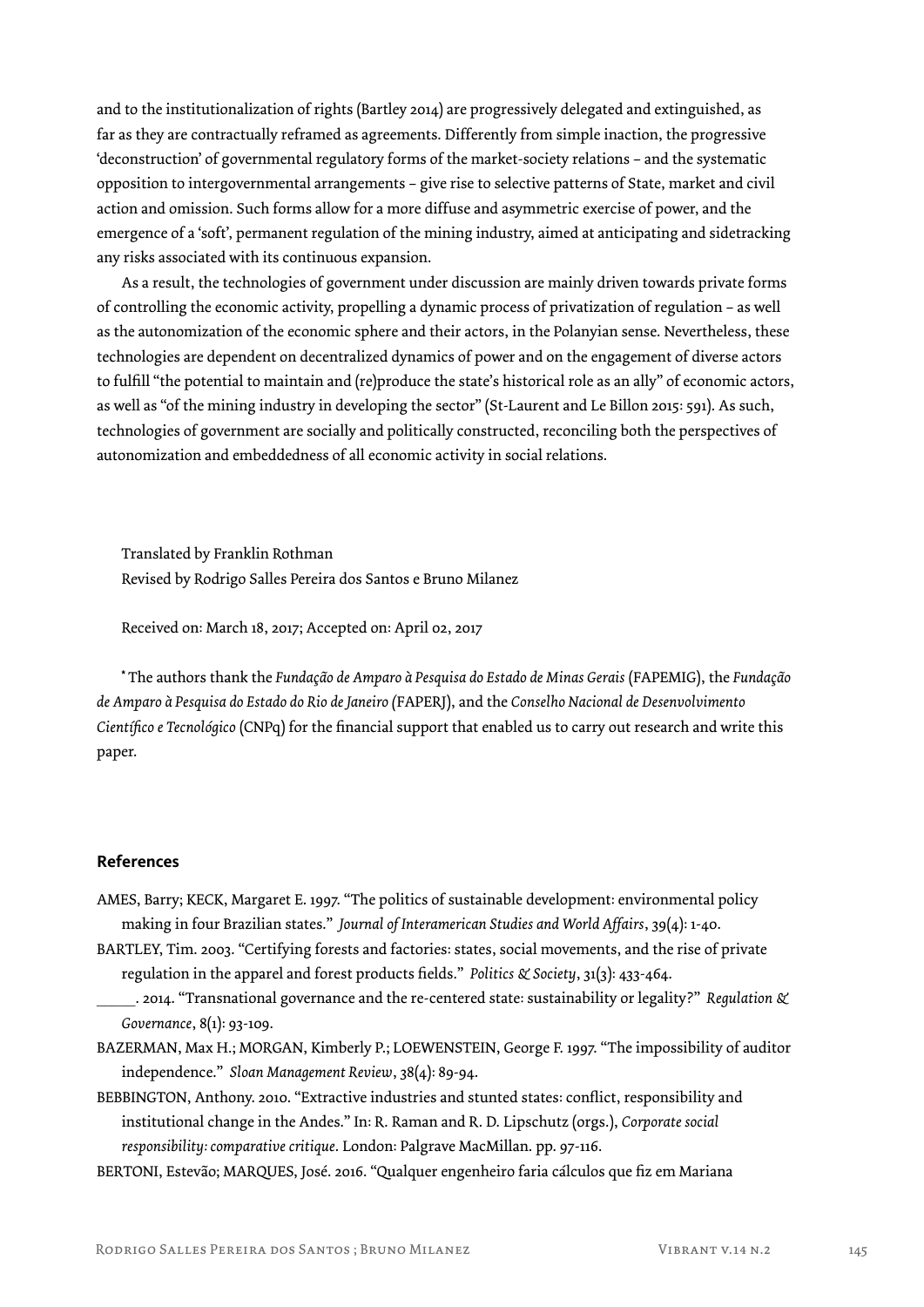and to the institutionalization of rights (Bartley 2014) are progressively delegated and extinguished, as far as they are contractually reframed as agreements. Differently from simple inaction, the progressive 'deconstruction' of governmental regulatory forms of the market-society relations – and the systematic opposition to intergovernmental arrangements – give rise to selective patterns of State, market and civil action and omission. Such forms allow for a more diffuse and asymmetric exercise of power, and the emergence of a 'soft', permanent regulation of the mining industry, aimed at anticipating and sidetracking any risks associated with its continuous expansion.

As a result, the technologies of government under discussion are mainly driven towards private forms of controlling the economic activity, propelling a dynamic process of privatization of regulation – as well as the autonomization of the economic sphere and their actors, in the Polanyian sense. Nevertheless, these technologies are dependent on decentralized dynamics of power and on the engagement of diverse actors to fulfill "the potential to maintain and (re)produce the state's historical role as an ally" of economic actors, as well as "of the mining industry in developing the sector" (St-Laurent and Le Billon 2015: 591). As such, technologies of government are socially and politically constructed, reconciling both the perspectives of autonomization and embeddedness of all economic activity in social relations.

Translated by Franklin Rothman
Revised by Rodrigo Salles Pereira dos Santos e Bruno Milanez

Received on: March 18, 2017; Accepted on: April 02, 2017

* The authors thank the *Fundação de Amparo à Pesquisa do Estado de Minas Gerais* (FAPEMIG), the *Fundação de Amparo à Pesquisa do Estado do Rio de Janeiro* (FAPERJ), and the *Conselho Nacional de Desenvolvimento Científico e Tecnológico* (CNPq) for the financial support that enabled us to carry out research and write this paper.

## References

AMES, Barry; KECK, Margaret E. 1997. "The politics of sustainable development: environmental policy making in four Brazilian states." *Journal of Interamerican Studies and World Affairs*, 39(4): 1-40.

BARTLEY, Tim. 2003. "Certifying forests and factories: states, social movements, and the rise of private regulation in the apparel and forest products fields." *Politics & Society*, 31(3): 433-464.

_____. 2014. "Transnational governance and the re-centered state: sustainability or legality?" *Regulation & Governance*, 8(1): 93-109.

BAZERMAN, Max H.; MORGAN, Kimberly P.; LOEWENSTEIN, George F. 1997. "The impossibility of auditor independence." *Sloan Management Review*, 38(4): 89-94.

BEBBINGTON, Anthony. 2010. "Extractive industries and stunted states: conflict, responsibility and institutional change in the Andes." In: R. Raman and R. D. Lipschutz (orgs.), *Corporate social responsibility: comparative critique*. London: Palgrave MacMillan. pp. 97-116.

BERTONI, Estevão; MARQUES, José. 2016. "Qualquer engenheiro faria cálculos que fiz em Mariana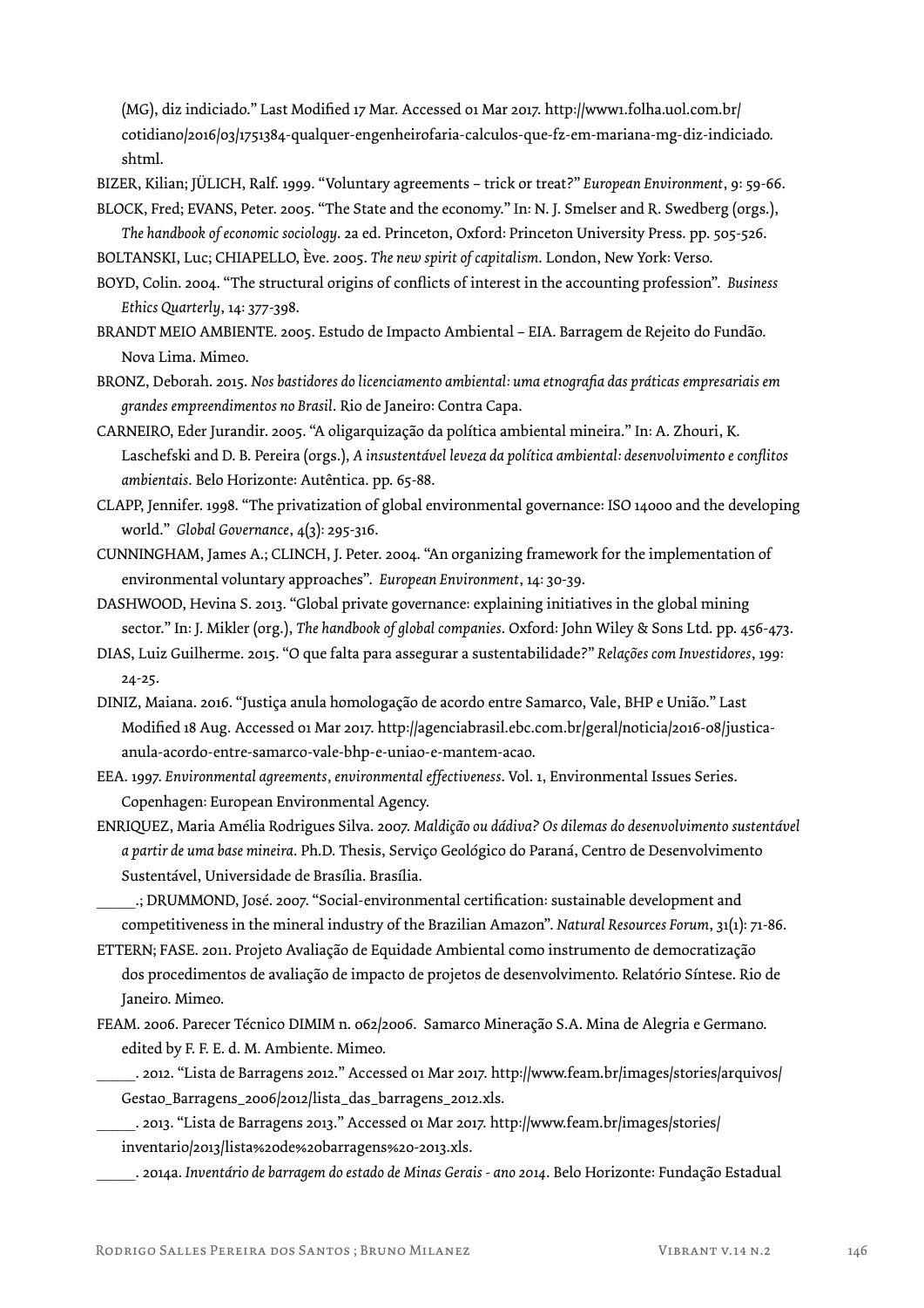(MG), diz indiciado." Last Modified 17 Mar. Accessed 01 Mar 2017. http://www1.folha.uol.com.br/cotidiano/2016/03/1751384-qualquer-engenheirofaria-calculos-que-fz-em-mariana-mg-diz-indiciado.shtml.

BIZER, Kilian; JÜLICH, Ralf. 1999. "Voluntary agreements – trick or treat?" *European Environment*, 9: 59-66.

BLOCK, Fred; EVANS, Peter. 2005. "The State and the economy." In: N. J. Smelser and R. Swedberg (orgs.), *The handbook of economic sociology*. 2a ed. Princeton, Oxford: Princeton University Press. pp. 505-526.

BOLTANSKI, Luc; CHIAPELLO, Ève. 2005. *The new spirit of capitalism*. London, New York: Verso.

BOYD, Colin. 2004. "The structural origins of conflicts of interest in the accounting profession". *Business Ethics Quarterly*, 14: 377-398.

BRANDT MEIO AMBIENTE. 2005. Estudo de Impacto Ambiental – EIA. Barragem de Rejeito do Fundão. Nova Lima. Mimeo.

BRONZ, Deborah. 2015. *Nos bastidores do licenciamento ambiental: uma etnografia das práticas empresariais em grandes empreendimentos no Brasil*. Rio de Janeiro: Contra Capa.

CARNEIRO, Eder Jurandir. 2005. "A oligarquização da política ambiental mineira." In: A. Zhouri, K. Laschefski and D. B. Pereira (orgs.), *A insustentável leveza da política ambiental: desenvolvimento e conflitos ambientais*. Belo Horizonte: Autêntica. pp. 65-88.

CLAPP, Jennifer. 1998. "The privatization of global environmental governance: ISO 14000 and the developing world." *Global Governance*, 4(3): 295-316.

CUNNINGHAM, James A.; CLINCH, J. Peter. 2004. "An organizing framework for the implementation of environmental voluntary approaches". *European Environment*, 14: 30-39.

DASHWOOD, Hevina S. 2013. "Global private governance: explaining initiatives in the global mining sector." In: J. Mikler (org.), *The handbook of global companies*. Oxford: John Wiley & Sons Ltd. pp. 456-473.

DIAS, Luiz Guilherme. 2015. "O que falta para assegurar a sustentabilidade?" *Relações com Investidores*, 199: 24-25.

DINIZ, Maiana. 2016. "Justiça anula homologação de acordo entre Samarco, Vale, BHP e União." Last Modified 18 Aug. Accessed 01 Mar 2017. http://agenciabrasil.ebc.com.br/geral/noticia/2016-08/justica-anula-acordo-entre-samarco-vale-bhp-e-uniao-e-mantem-acao.

EEA. 1997. *Environmental agreements, environmental effectiveness*. Vol. 1, Environmental Issues Series. Copenhagen: European Environmental Agency.

ENRIQUEZ, Maria Amélia Rodrigues Silva. 2007. *Maldição ou dádiva? Os dilemas do desenvolvimento sustentável a partir de uma base mineira*. Ph.D. Thesis, Serviço Geológico do Paraná, Centro de Desenvolvimento Sustentável, Universidade de Brasília. Brasília.

_____.; DRUMMOND, José. 2007. "Social-environmental certification: sustainable development and competitiveness in the mineral industry of the Brazilian Amazon". *Natural Resources Forum*, 31(1): 71-86.

ETTERN; FASE. 2011. Projeto Avaliação de Equidade Ambiental como instrumento de democratização dos procedimentos de avaliação de impacto de projetos de desenvolvimento. Relatório Síntese. Rio de Janeiro. Mimeo.

FEAM. 2006. Parecer Técnico DIMIM n. 062/2006. Samarco Mineração S.A. Mina de Alegria e Germano. edited by F. F. E. d. M. Ambiente. Mimeo.

_____. 2012. "Lista de Barragens 2012." Accessed 01 Mar 2017. http://www.feam.br/images/stories/arquivos/Gestao_Barragens_2006/2012/lista_das_barragens_2012.xls.

_____. 2013. "Lista de Barragens 2013." Accessed 01 Mar 2017. http://www.feam.br/images/stories/inventario/2013/lista%20de%20barragens%20-2013.xls.

_____. 2014a. *Inventário de barragem do estado de Minas Gerais - ano 2014*. Belo Horizonte: Fundação Estadual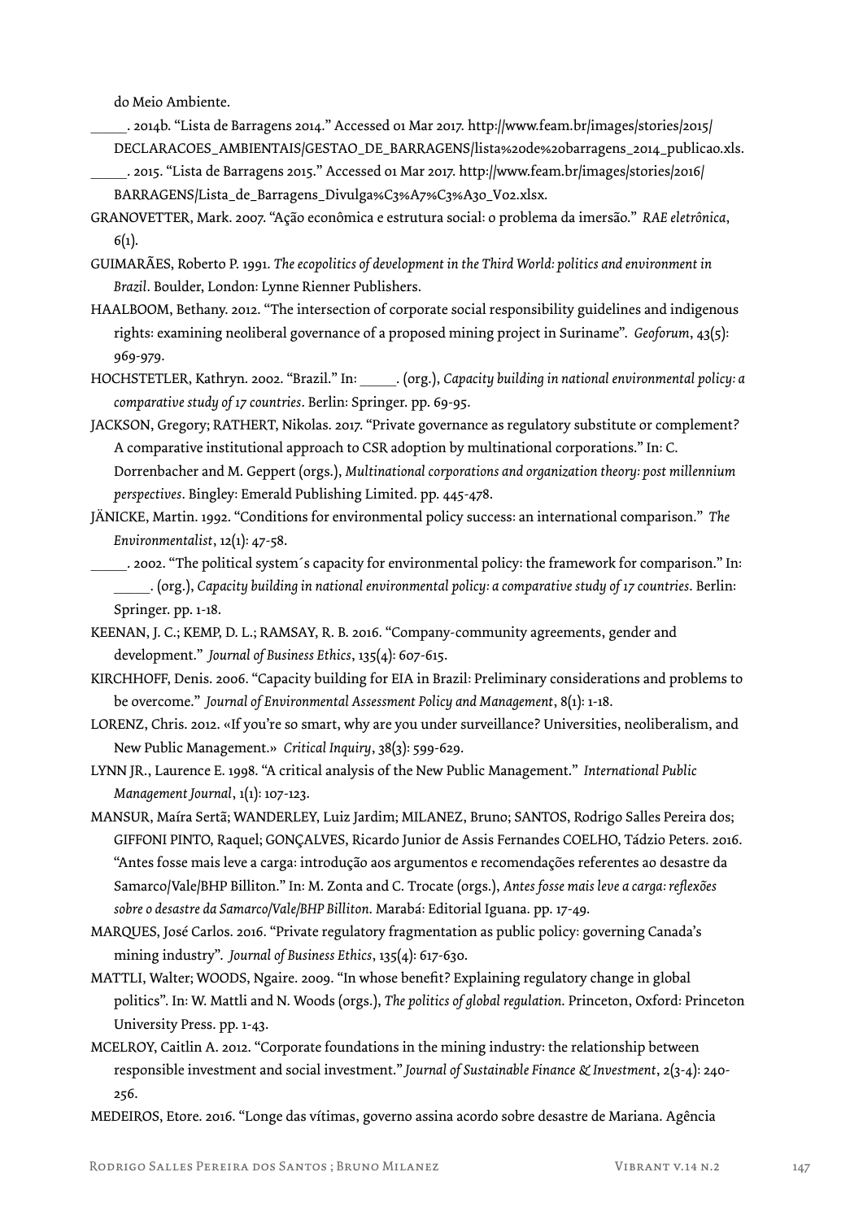do Meio Ambiente.

\_\_\_\_\_. 2014b. "Lista de Barragens 2014." Accessed 01 Mar 2017. http://www.feam.br/images/stories/2015/DECLARACOES_AMBIENTAIS/GESTAO_DE_BARRAGENS/lista%20de%20barragens_2014_publicao.xls.

\_\_\_\_\_. 2015. "Lista de Barragens 2015." Accessed 01 Mar 2017. http://www.feam.br/images/stories/2016/BARRAGENS/Lista_de_Barragens_Divulga%C3%A7%C3%A3o_V02.xlsx.

GRANOVETTER, Mark. 2007. "Ação econômica e estrutura social: o problema da imersão." *RAE eletrônica*, 6(1).

GUIMARÃES, Roberto P. 1991. *The ecopolitics of development in the Third World: politics and environment in Brazil*. Boulder, London: Lynne Rienner Publishers.

HAALBOOM, Bethany. 2012. "The intersection of corporate social responsibility guidelines and indigenous rights: examining neoliberal governance of a proposed mining project in Suriname". *Geoforum*, 43(5): 969-979.

HOCHSTETLER, Kathryn. 2002. "Brazil." In: \_\_\_\_\_. (org.), *Capacity building in national environmental policy: a comparative study of 17 countries*. Berlin: Springer. pp. 69-95.

JACKSON, Gregory; RATHERT, Nikolas. 2017. "Private governance as regulatory substitute or complement? A comparative institutional approach to CSR adoption by multinational corporations." In: C. Dorrenbacher and M. Geppert (orgs.), *Multinational corporations and organization theory: post millennium perspectives*. Bingley: Emerald Publishing Limited. pp. 445-478.

JÄNICKE, Martin. 1992. "Conditions for environmental policy success: an international comparison." *The Environmentalist*, 12(1): 47-58.

\_\_\_\_\_. 2002. "The political system´s capacity for environmental policy: the framework for comparison." In: \_\_\_\_\_. (org.), *Capacity building in national environmental policy: a comparative study of 17 countries*. Berlin: Springer. pp. 1-18.

KEENAN, J. C.; KEMP, D. L.; RAMSAY, R. B. 2016. "Company-community agreements, gender and development." *Journal of Business Ethics*, 135(4): 607-615.

KIRCHHOFF, Denis. 2006. "Capacity building for EIA in Brazil: Preliminary considerations and problems to be overcome." *Journal of Environmental Assessment Policy and Management*, 8(1): 1-18.

LORENZ, Chris. 2012. «If you're so smart, why are you under surveillance? Universities, neoliberalism, and New Public Management.» *Critical Inquiry*, 38(3): 599-629.

LYNN JR., Laurence E. 1998. "A critical analysis of the New Public Management." *International Public Management Journal*, 1(1): 107-123.

MANSUR, Maíra Sertã; WANDERLEY, Luiz Jardim; MILANEZ, Bruno; SANTOS, Rodrigo Salles Pereira dos; GIFFONI PINTO, Raquel; GONÇALVES, Ricardo Junior de Assis Fernandes COELHO, Tádzio Peters. 2016. "Antes fosse mais leve a carga: introdução aos argumentos e recomendações referentes ao desastre da Samarco/Vale/BHP Billiton." In: M. Zonta and C. Trocate (orgs.), *Antes fosse mais leve a carga: reflexões sobre o desastre da Samarco/Vale/BHP Billiton*. Marabá: Editorial Iguana. pp. 17-49.

MARQUES, José Carlos. 2016. "Private regulatory fragmentation as public policy: governing Canada's mining industry". *Journal of Business Ethics*, 135(4): 617-630.

MATTLI, Walter; WOODS, Ngaire. 2009. "In whose benefit? Explaining regulatory change in global politics". In: W. Mattli and N. Woods (orgs.), *The politics of global regulation*. Princeton, Oxford: Princeton University Press. pp. 1-43.

MCELROY, Caitlin A. 2012. "Corporate foundations in the mining industry: the relationship between responsible investment and social investment." *Journal of Sustainable Finance & Investment*, 2(3-4): 240-256.

MEDEIROS, Etore. 2016. "Longe das vítimas, governo assina acordo sobre desastre de Mariana. Agência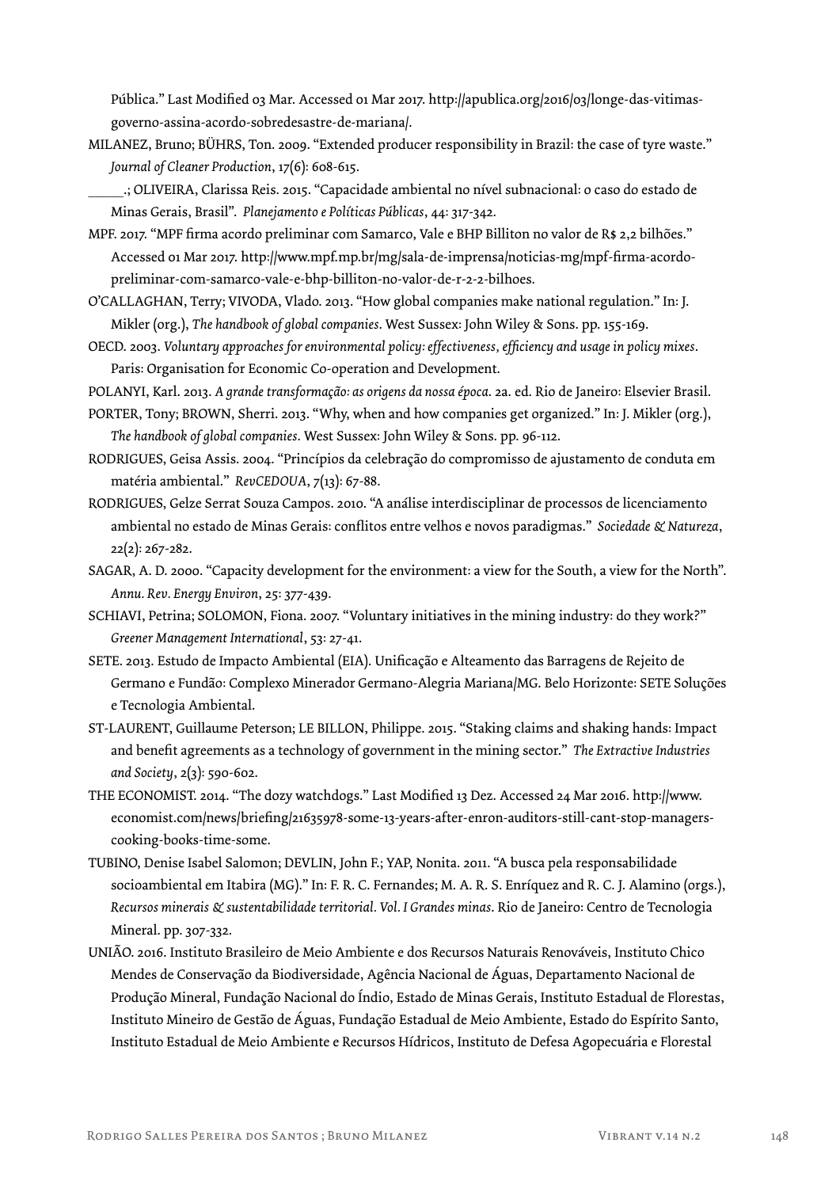Pública." Last Modified 03 Mar. Accessed 01 Mar 2017. http://apublica.org/2016/03/longe-das-vitimas-governo-assina-acordo-sobredesastre-de-mariana/.

MILANEZ, Bruno; BÜHRS, Ton. 2009. "Extended producer responsibility in Brazil: the case of tyre waste." *Journal of Cleaner Production*, 17(6): 608-615.

_____.; OLIVEIRA, Clarissa Reis. 2015. "Capacidade ambiental no nível subnacional: o caso do estado de Minas Gerais, Brasil". *Planejamento e Políticas Públicas*, 44: 317-342.

MPF. 2017. "MPF firma acordo preliminar com Samarco, Vale e BHP Billiton no valor de R$ 2,2 bilhões." Accessed 01 Mar 2017. http://www.mpf.mp.br/mg/sala-de-imprensa/noticias-mg/mpf-firma-acordo-preliminar-com-samarco-vale-e-bhp-billiton-no-valor-de-r-2-2-bilhoes.

O'CALLAGHAN, Terry; VIVODA, Vlado. 2013. "How global companies make national regulation." In: J. Mikler (org.), *The handbook of global companies*. West Sussex: John Wiley & Sons. pp. 155-169.

OECD. 2003. *Voluntary approaches for environmental policy: effectiveness, efficiency and usage in policy mixes*. Paris: Organisation for Economic Co-operation and Development.

POLANYI, Karl. 2013. *A grande transformação: as origens da nossa época*. 2a. ed. Rio de Janeiro: Elsevier Brasil.

PORTER, Tony; BROWN, Sherri. 2013. "Why, when and how companies get organized." In: J. Mikler (org.), *The handbook of global companies*. West Sussex: John Wiley & Sons. pp. 96-112.

RODRIGUES, Geisa Assis. 2004. "Princípios da celebração do compromisso de ajustamento de conduta em matéria ambiental." *RevCEDOUA*, 7(13): 67-88.

RODRIGUES, Gelze Serrat Souza Campos. 2010. "A análise interdisciplinar de processos de licenciamento ambiental no estado de Minas Gerais: conflitos entre velhos e novos paradigmas." *Sociedade & Natureza*, 22(2): 267-282.

SAGAR, A. D. 2000. "Capacity development for the environment: a view for the South, a view for the North". *Annu. Rev. Energy Environ*, 25: 377-439.

SCHIAVI, Petrina; SOLOMON, Fiona. 2007. "Voluntary initiatives in the mining industry: do they work?" *Greener Management International*, 53: 27-41.

SETE. 2013. Estudo de Impacto Ambiental (EIA). Unificação e Alteamento das Barragens de Rejeito de Germano e Fundão: Complexo Minerador Germano-Alegria Mariana/MG. Belo Horizonte: SETE Soluções e Tecnologia Ambiental.

ST-LAURENT, Guillaume Peterson; LE BILLON, Philippe. 2015. "Staking claims and shaking hands: Impact and benefit agreements as a technology of government in the mining sector." *The Extractive Industries and Society*, 2(3): 590-602.

THE ECONOMIST. 2014. "The dozy watchdogs." Last Modified 13 Dez. Accessed 24 Mar 2016. http://www.economist.com/news/briefing/21635978-some-13-years-after-enron-auditors-still-cant-stop-managers-cooking-books-time-some.

TUBINO, Denise Isabel Salomon; DEVLIN, John F.; YAP, Nonita. 2011. "A busca pela responsabilidade socioambiental em Itabira (MG)." In: F. R. C. Fernandes; M. A. R. S. Enríquez and R. C. J. Alamino (orgs.), *Recursos minerais & sustentabilidade territorial. Vol. I Grandes minas*. Rio de Janeiro: Centro de Tecnologia Mineral. pp. 307-332.

UNIÃO. 2016. Instituto Brasileiro de Meio Ambiente e dos Recursos Naturais Renováveis, Instituto Chico Mendes de Conservação da Biodiversidade, Agência Nacional de Águas, Departamento Nacional de Produção Mineral, Fundação Nacional do Índio, Estado de Minas Gerais, Instituto Estadual de Florestas, Instituto Mineiro de Gestão de Águas, Fundação Estadual de Meio Ambiente, Estado do Espírito Santo, Instituto Estadual de Meio Ambiente e Recursos Hídricos, Instituto de Defesa Agopecuária e Florestal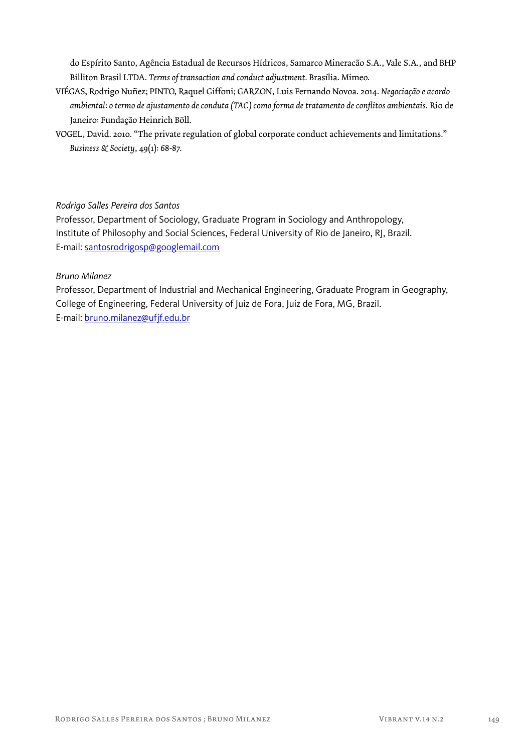do Espírito Santo, Agência Estadual de Recursos Hídricos, Samarco Mineracão S.A., Vale S.A., and BHP Billiton Brasil LTDA. *Terms of transaction and conduct adjustment.* Brasília. Mimeo.

VIÉGAS, Rodrigo Nuñez; PINTO, Raquel Giffoni; GARZON, Luis Fernando Novoa. 2014. *Negociação e acordo ambiental: o termo de ajustamento de conduta (TAC) como forma de tratamento de conflitos ambientais*. Rio de Janeiro: Fundação Heinrich Böll.

VOGEL, David. 2010. "The private regulation of global corporate conduct achievements and limitations." *Business & Society*, 49(1): 68-87.

*Rodrigo Salles Pereira dos Santos*
Professor, Department of Sociology, Graduate Program in Sociology and Anthropology, Institute of Philosophy and Social Sciences, Federal University of Rio de Janeiro, RJ, Brazil.
E-mail: santosrodrigosp@googlemail.com

*Bruno Milanez*
Professor, Department of Industrial and Mechanical Engineering, Graduate Program in Geography, College of Engineering, Federal University of Juiz de Fora, Juiz de Fora, MG, Brazil.
E-mail: bruno.milanez@ufjf.edu.br